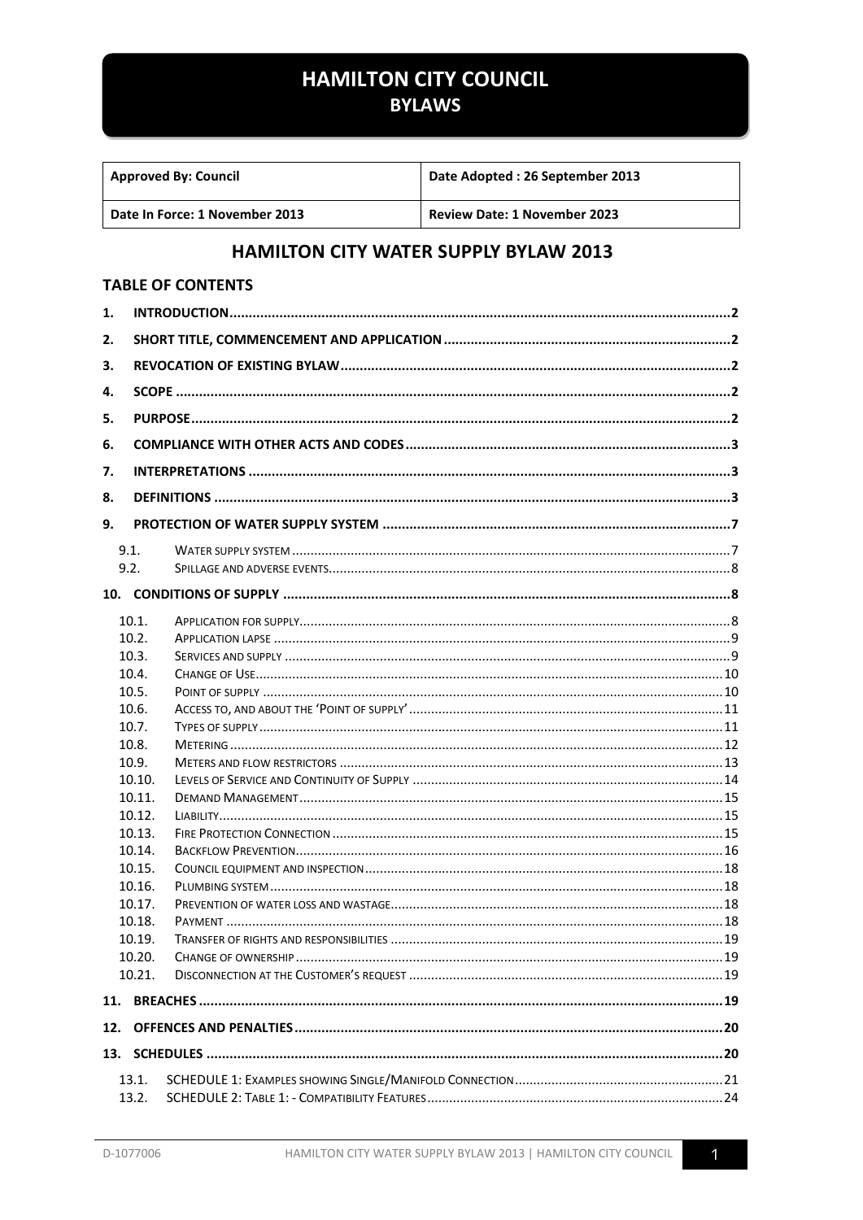# HAMILTON CITY COUNCIL
## BYLAWS

| Approved By: Council | Date Adopted : 26 September 2013 |
|---|---|
| Date In Force: 1 November 2013 | Review Date: 1 November 2023 |

## HAMILTON CITY WATER SUPPLY BYLAW 2013

### TABLE OF CONTENTS

1. INTRODUCTION ..... 2
2. SHORT TITLE, COMMENCEMENT AND APPLICATION ..... 2
3. REVOCATION OF EXISTING BYLAW ..... 2
4. SCOPE ..... 2
5. PURPOSE ..... 2
6. COMPLIANCE WITH OTHER ACTS AND CODES ..... 3
7. INTERPRETATIONS ..... 3
8. DEFINITIONS ..... 3
9. PROTECTION OF WATER SUPPLY SYSTEM ..... 7
   - 9.1. Water supply system ..... 7
   - 9.2. Spillage and adverse events ..... 8
10. CONDITIONS OF SUPPLY ..... 8
   - 10.1. Application for supply ..... 8
   - 10.2. Application lapse ..... 9
   - 10.3. Services and supply ..... 9
   - 10.4. Change of Use ..... 10
   - 10.5. Point of supply ..... 10
   - 10.6. Access to, and about the 'Point of supply' ..... 11
   - 10.7. Types of supply ..... 11
   - 10.8. Metering ..... 12
   - 10.9. Meters and flow restrictors ..... 13
   - 10.10. Levels of Service and Continuity of Supply ..... 14
   - 10.11. Demand Management ..... 15
   - 10.12. Liability ..... 15
   - 10.13. Fire Protection Connection ..... 15
   - 10.14. Backflow Prevention ..... 16
   - 10.15. Council equipment and inspection ..... 18
   - 10.16. Plumbing system ..... 18
   - 10.17. Prevention of water loss and wastage ..... 18
   - 10.18. Payment ..... 18
   - 10.19. Transfer of rights and responsibilities ..... 19
   - 10.20. Change of ownership ..... 19
   - 10.21. Disconnection at the Customer's request ..... 19
11. BREACHES ..... 19
12. OFFENCES AND PENALTIES ..... 20
13. SCHEDULES ..... 20
   - 13.1. SCHEDULE 1: Examples showing Single/Manifold Connection ..... 21
   - 13.2. SCHEDULE 2: Table 1: - Compatibility Features ..... 24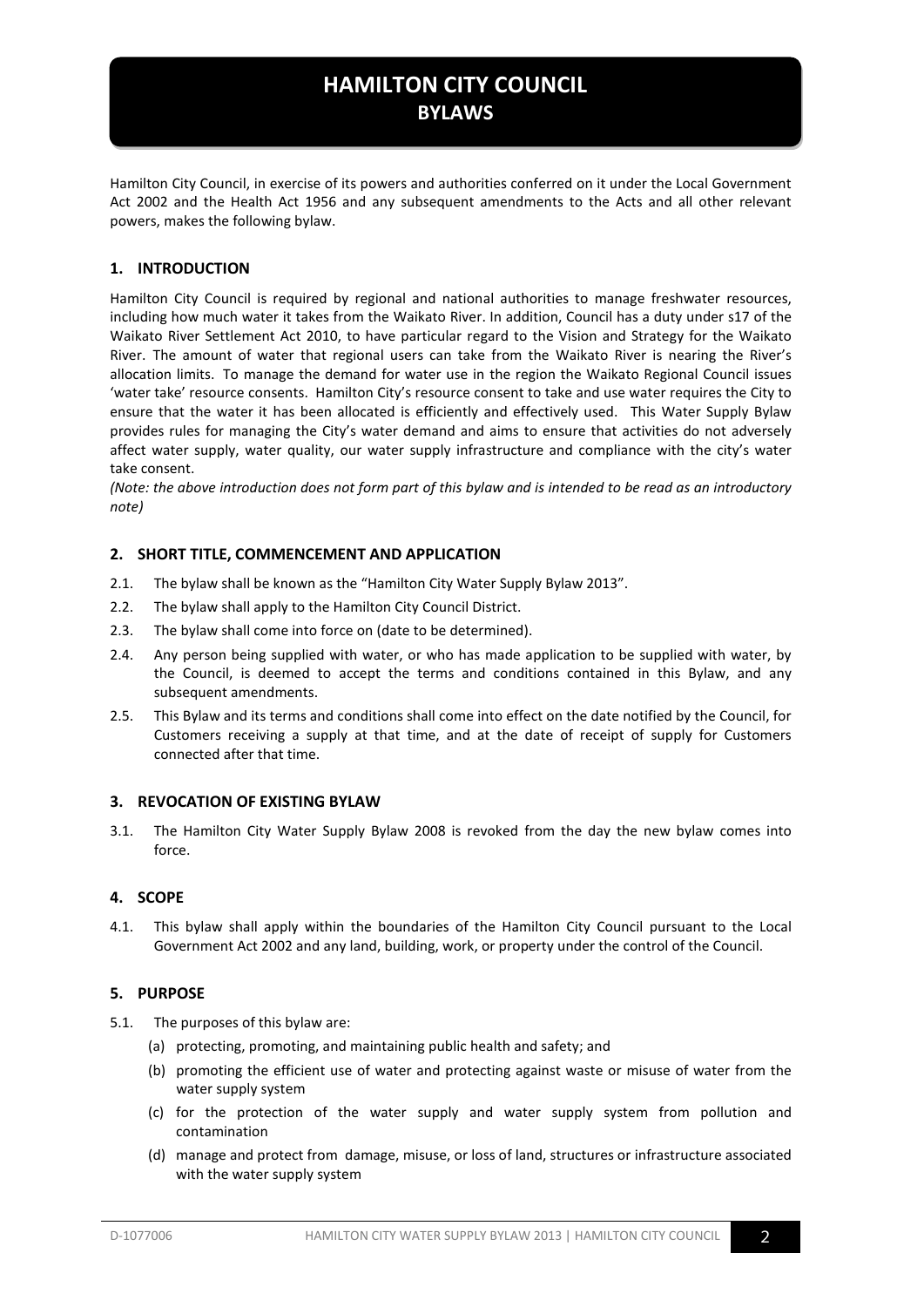# HAMILTON CITY COUNCIL
## BYLAWS

Hamilton City Council, in exercise of its powers and authorities conferred on it under the Local Government Act 2002 and the Health Act 1956 and any subsequent amendments to the Acts and all other relevant powers, makes the following bylaw.

### 1. INTRODUCTION

Hamilton City Council is required by regional and national authorities to manage freshwater resources, including how much water it takes from the Waikato River. In addition, Council has a duty under s17 of the Waikato River Settlement Act 2010, to have particular regard to the Vision and Strategy for the Waikato River. The amount of water that regional users can take from the Waikato River is nearing the River's allocation limits. To manage the demand for water use in the region the Waikato Regional Council issues 'water take' resource consents. Hamilton City's resource consent to take and use water requires the City to ensure that the water it has been allocated is efficiently and effectively used. This Water Supply Bylaw provides rules for managing the City's water demand and aims to ensure that activities do not adversely affect water supply, water quality, our water supply infrastructure and compliance with the city's water take consent.

*(Note: the above introduction does not form part of this bylaw and is intended to be read as an introductory note)*

### 2. SHORT TITLE, COMMENCEMENT AND APPLICATION

2.1. The bylaw shall be known as the "Hamilton City Water Supply Bylaw 2013".

2.2. The bylaw shall apply to the Hamilton City Council District.

2.3. The bylaw shall come into force on (date to be determined).

2.4. Any person being supplied with water, or who has made application to be supplied with water, by the Council, is deemed to accept the terms and conditions contained in this Bylaw, and any subsequent amendments.

2.5. This Bylaw and its terms and conditions shall come into effect on the date notified by the Council, for Customers receiving a supply at that time, and at the date of receipt of supply for Customers connected after that time.

### 3. REVOCATION OF EXISTING BYLAW

3.1. The Hamilton City Water Supply Bylaw 2008 is revoked from the day the new bylaw comes into force.

### 4. SCOPE

4.1. This bylaw shall apply within the boundaries of the Hamilton City Council pursuant to the Local Government Act 2002 and any land, building, work, or property under the control of the Council.

### 5. PURPOSE

5.1. The purposes of this bylaw are:

(a) protecting, promoting, and maintaining public health and safety; and

(b) promoting the efficient use of water and protecting against waste or misuse of water from the water supply system

(c) for the protection of the water supply and water supply system from pollution and contamination

(d) manage and protect from damage, misuse, or loss of land, structures or infrastructure associated with the water supply system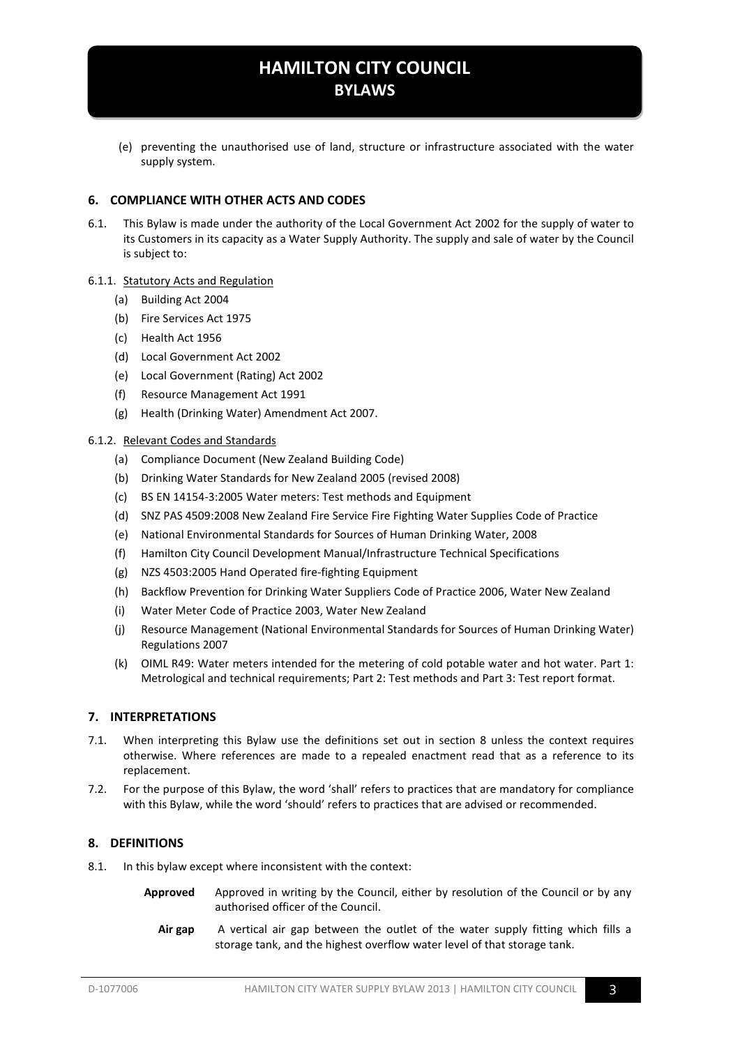(e) preventing the unauthorised use of land, structure or infrastructure associated with the water supply system.

## 6. COMPLIANCE WITH OTHER ACTS AND CODES

6.1. This Bylaw is made under the authority of the Local Government Act 2002 for the supply of water to its Customers in its capacity as a Water Supply Authority. The supply and sale of water by the Council is subject to:

6.1.1. Statutory Acts and Regulation

- (a) Building Act 2004
- (b) Fire Services Act 1975
- (c) Health Act 1956
- (d) Local Government Act 2002
- (e) Local Government (Rating) Act 2002
- (f) Resource Management Act 1991
- (g) Health (Drinking Water) Amendment Act 2007.

6.1.2. Relevant Codes and Standards

- (a) Compliance Document (New Zealand Building Code)
- (b) Drinking Water Standards for New Zealand 2005 (revised 2008)
- (c) BS EN 14154-3:2005 Water meters: Test methods and Equipment
- (d) SNZ PAS 4509:2008 New Zealand Fire Service Fire Fighting Water Supplies Code of Practice
- (e) National Environmental Standards for Sources of Human Drinking Water, 2008
- (f) Hamilton City Council Development Manual/Infrastructure Technical Specifications
- (g) NZS 4503:2005 Hand Operated fire-fighting Equipment
- (h) Backflow Prevention for Drinking Water Suppliers Code of Practice 2006, Water New Zealand
- (i) Water Meter Code of Practice 2003, Water New Zealand
- (j) Resource Management (National Environmental Standards for Sources of Human Drinking Water) Regulations 2007
- (k) OIML R49: Water meters intended for the metering of cold potable water and hot water. Part 1: Metrological and technical requirements; Part 2: Test methods and Part 3: Test report format.

## 7. INTERPRETATIONS

7.1. When interpreting this Bylaw use the definitions set out in section 8 unless the context requires otherwise. Where references are made to a repealed enactment read that as a reference to its replacement.

7.2. For the purpose of this Bylaw, the word 'shall' refers to practices that are mandatory for compliance with this Bylaw, while the word 'should' refers to practices that are advised or recommended.

## 8. DEFINITIONS

8.1. In this bylaw except where inconsistent with the context:

**Approved** Approved in writing by the Council, either by resolution of the Council or by any authorised officer of the Council.

**Air gap** A vertical air gap between the outlet of the water supply fitting which fills a storage tank, and the highest overflow water level of that storage tank.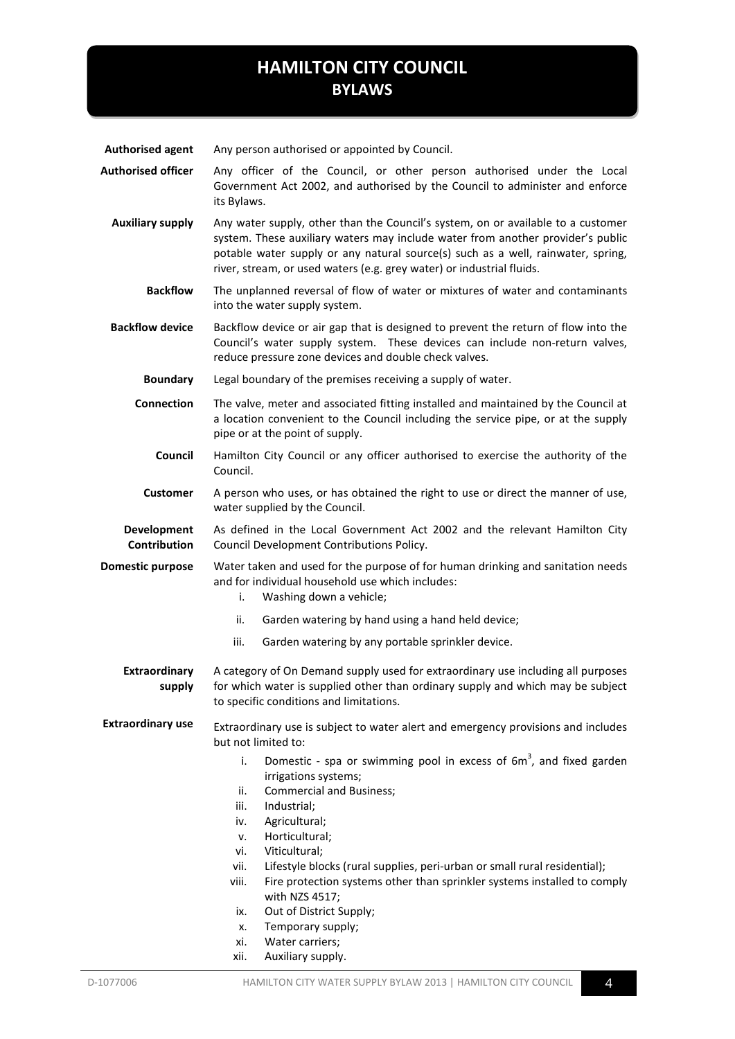# HAMILTON CITY COUNCIL
## BYLAWS

**Authorised agent** Any person authorised or appointed by Council.

**Authorised officer** Any officer of the Council, or other person authorised under the Local Government Act 2002, and authorised by the Council to administer and enforce its Bylaws.

**Auxiliary supply** Any water supply, other than the Council's system, on or available to a customer system. These auxiliary waters may include water from another provider's public potable water supply or any natural source(s) such as a well, rainwater, spring, river, stream, or used waters (e.g. grey water) or industrial fluids.

**Backflow** The unplanned reversal of flow of water or mixtures of water and contaminants into the water supply system.

**Backflow device** Backflow device or air gap that is designed to prevent the return of flow into the Council's water supply system. These devices can include non-return valves, reduce pressure zone devices and double check valves.

**Boundary** Legal boundary of the premises receiving a supply of water.

**Connection** The valve, meter and associated fitting installed and maintained by the Council at a location convenient to the Council including the service pipe, or at the supply pipe or at the point of supply.

**Council** Hamilton City Council or any officer authorised to exercise the authority of the Council.

**Customer** A person who uses, or has obtained the right to use or direct the manner of use, water supplied by the Council.

**Development Contribution** As defined in the Local Government Act 2002 and the relevant Hamilton City Council Development Contributions Policy.

**Domestic purpose** Water taken and used for the purpose of for human drinking and sanitation needs and for individual household use which includes:

i. Washing down a vehicle;
ii. Garden watering by hand using a hand held device;
iii. Garden watering by any portable sprinkler device.

**Extraordinary supply** A category of On Demand supply used for extraordinary use including all purposes for which water is supplied other than ordinary supply and which may be subject to specific conditions and limitations.

**Extraordinary use** Extraordinary use is subject to water alert and emergency provisions and includes but not limited to:

i. Domestic - spa or swimming pool in excess of 6m$^3$, and fixed garden irrigations systems;
ii. Commercial and Business;
iii. Industrial;
iv. Agricultural;
v. Horticultural;
vi. Viticultural;
vii. Lifestyle blocks (rural supplies, peri-urban or small rural residential);
viii. Fire protection systems other than sprinkler systems installed to comply with NZS 4517;
ix. Out of District Supply;
x. Temporary supply;
xi. Water carriers;
xii. Auxiliary supply.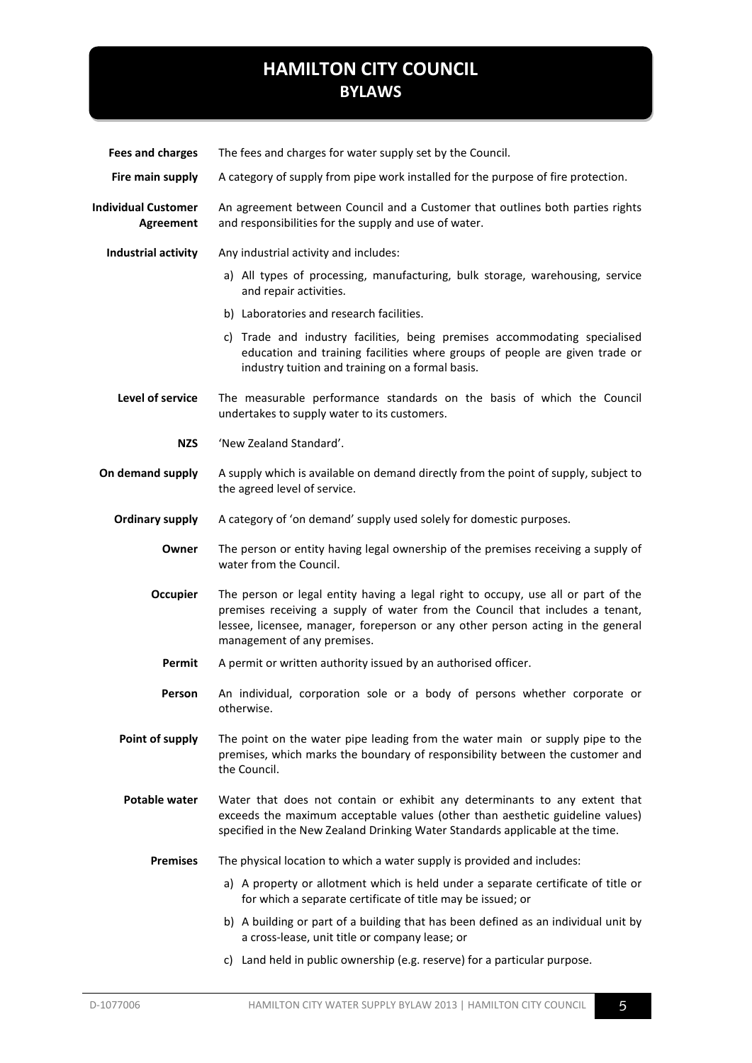**Fees and charges** The fees and charges for water supply set by the Council.

**Fire main supply** A category of supply from pipe work installed for the purpose of fire protection.

**Individual Customer Agreement** An agreement between Council and a Customer that outlines both parties rights and responsibilities for the supply and use of water.

**Industrial activity** Any industrial activity and includes:

a) All types of processing, manufacturing, bulk storage, warehousing, service and repair activities.

b) Laboratories and research facilities.

c) Trade and industry facilities, being premises accommodating specialised education and training facilities where groups of people are given trade or industry tuition and training on a formal basis.

**Level of service** The measurable performance standards on the basis of which the Council undertakes to supply water to its customers.

**NZS** 'New Zealand Standard'.

**On demand supply** A supply which is available on demand directly from the point of supply, subject to the agreed level of service.

**Ordinary supply** A category of 'on demand' supply used solely for domestic purposes.

**Owner** The person or entity having legal ownership of the premises receiving a supply of water from the Council.

**Occupier** The person or legal entity having a legal right to occupy, use all or part of the premises receiving a supply of water from the Council that includes a tenant, lessee, licensee, manager, foreperson or any other person acting in the general management of any premises.

**Permit** A permit or written authority issued by an authorised officer.

**Person** An individual, corporation sole or a body of persons whether corporate or otherwise.

**Point of supply** The point on the water pipe leading from the water main or supply pipe to the premises, which marks the boundary of responsibility between the customer and the Council.

**Potable water** Water that does not contain or exhibit any determinants to any extent that exceeds the maximum acceptable values (other than aesthetic guideline values) specified in the New Zealand Drinking Water Standards applicable at the time.

**Premises** The physical location to which a water supply is provided and includes:

a) A property or allotment which is held under a separate certificate of title or for which a separate certificate of title may be issued; or

b) A building or part of a building that has been defined as an individual unit by a cross-lease, unit title or company lease; or

c) Land held in public ownership (e.g. reserve) for a particular purpose.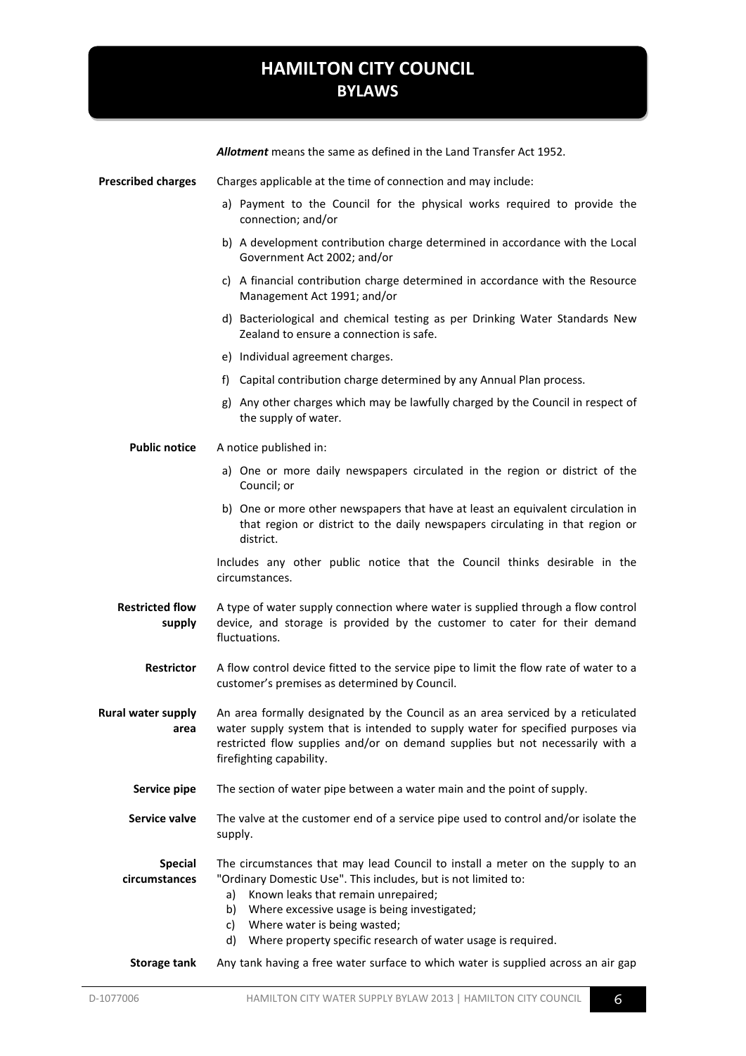***Allotment*** means the same as defined in the Land Transfer Act 1952.

**Prescribed charges**
Charges applicable at the time of connection and may include:

a) Payment to the Council for the physical works required to provide the connection; and/or
b) A development contribution charge determined in accordance with the Local Government Act 2002; and/or
c) A financial contribution charge determined in accordance with the Resource Management Act 1991; and/or
d) Bacteriological and chemical testing as per Drinking Water Standards New Zealand to ensure a connection is safe.
e) Individual agreement charges.
f) Capital contribution charge determined by any Annual Plan process.
g) Any other charges which may be lawfully charged by the Council in respect of the supply of water.

**Public notice**
A notice published in:

a) One or more daily newspapers circulated in the region or district of the Council; or
b) One or more other newspapers that have at least an equivalent circulation in that region or district to the daily newspapers circulating in that region or district.

Includes any other public notice that the Council thinks desirable in the circumstances.

**Restricted flow supply**
A type of water supply connection where water is supplied through a flow control device, and storage is provided by the customer to cater for their demand fluctuations.

**Restrictor**
A flow control device fitted to the service pipe to limit the flow rate of water to a customer's premises as determined by Council.

**Rural water supply area**
An area formally designated by the Council as an area serviced by a reticulated water supply system that is intended to supply water for specified purposes via restricted flow supplies and/or on demand supplies but not necessarily with a firefighting capability.

**Service pipe**
The section of water pipe between a water main and the point of supply.

**Service valve**
The valve at the customer end of a service pipe used to control and/or isolate the supply.

**Special circumstances**
The circumstances that may lead Council to install a meter on the supply to an "Ordinary Domestic Use". This includes, but is not limited to:

a) Known leaks that remain unrepaired;
b) Where excessive usage is being investigated;
c) Where water is being wasted;
d) Where property specific research of water usage is required.

**Storage tank**
Any tank having a free water surface to which water is supplied across an air gap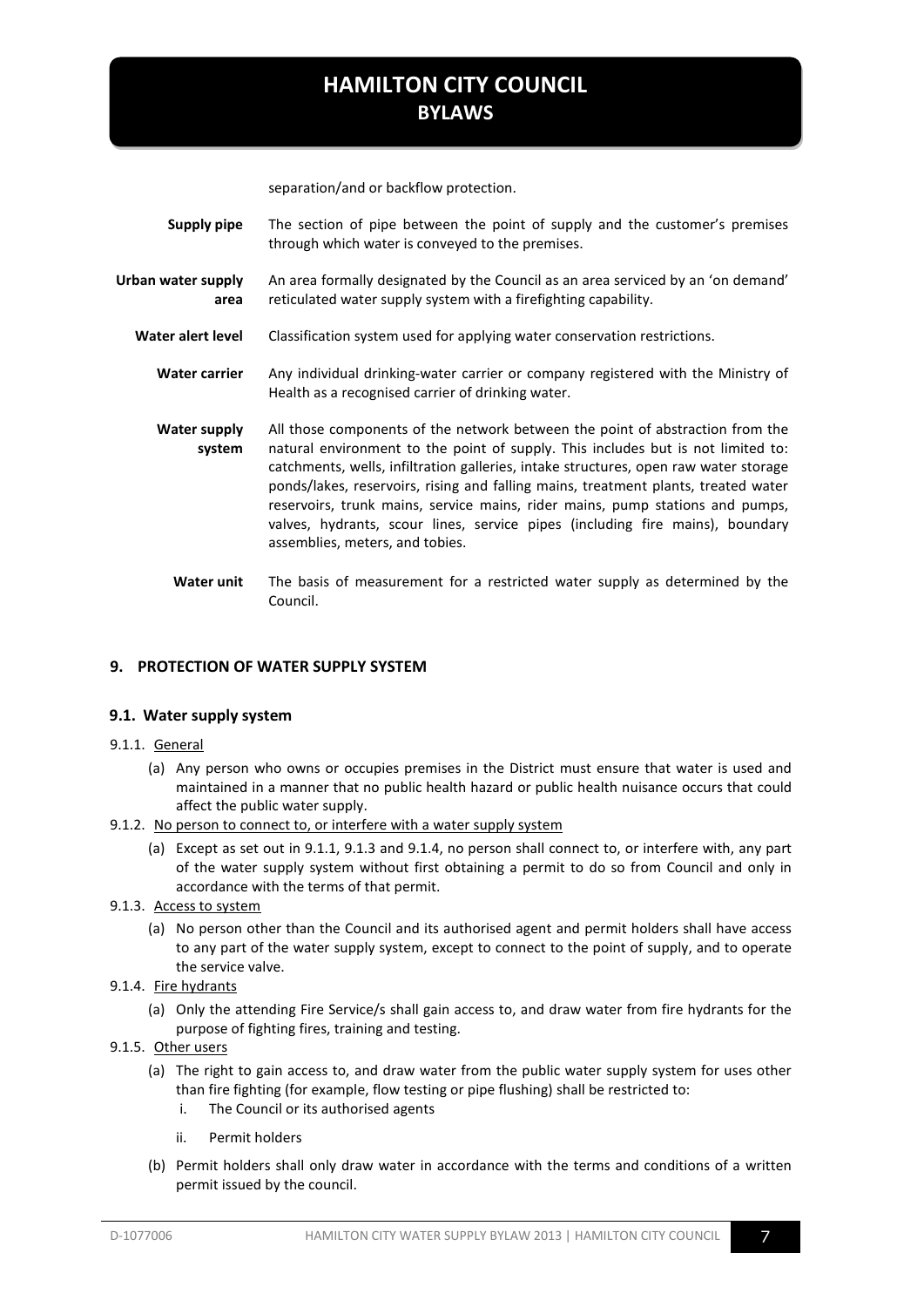separation/and or backflow protection.

| | |
|---|---|
| **Supply pipe** | The section of pipe between the point of supply and the customer's premises through which water is conveyed to the premises. |
| **Urban water supply area** | An area formally designated by the Council as an area serviced by an 'on demand' reticulated water supply system with a firefighting capability. |
| **Water alert level** | Classification system used for applying water conservation restrictions. |
| **Water carrier** | Any individual drinking-water carrier or company registered with the Ministry of Health as a recognised carrier of drinking water. |
| **Water supply system** | All those components of the network between the point of abstraction from the natural environment to the point of supply. This includes but is not limited to: catchments, wells, infiltration galleries, intake structures, open raw water storage ponds/lakes, reservoirs, rising and falling mains, treatment plants, treated water reservoirs, trunk mains, service mains, rider mains, pump stations and pumps, valves, hydrants, scour lines, service pipes (including fire mains), boundary assemblies, meters, and tobies. |
| **Water unit** | The basis of measurement for a restricted water supply as determined by the Council. |

## 9. PROTECTION OF WATER SUPPLY SYSTEM

### 9.1. Water supply system

9.1.1. General

(a) Any person who owns or occupies premises in the District must ensure that water is used and maintained in a manner that no public health hazard or public health nuisance occurs that could affect the public water supply.

9.1.2. No person to connect to, or interfere with a water supply system

(a) Except as set out in 9.1.1, 9.1.3 and 9.1.4, no person shall connect to, or interfere with, any part of the water supply system without first obtaining a permit to do so from Council and only in accordance with the terms of that permit.

9.1.3. Access to system

(a) No person other than the Council and its authorised agent and permit holders shall have access to any part of the water supply system, except to connect to the point of supply, and to operate the service valve.

9.1.4. Fire hydrants

(a) Only the attending Fire Service/s shall gain access to, and draw water from fire hydrants for the purpose of fighting fires, training and testing.

9.1.5. Other users

(a) The right to gain access to, and draw water from the public water supply system for uses other than fire fighting (for example, flow testing or pipe flushing) shall be restricted to:

   i. The Council or its authorised agents

   ii. Permit holders

(b) Permit holders shall only draw water in accordance with the terms and conditions of a written permit issued by the council.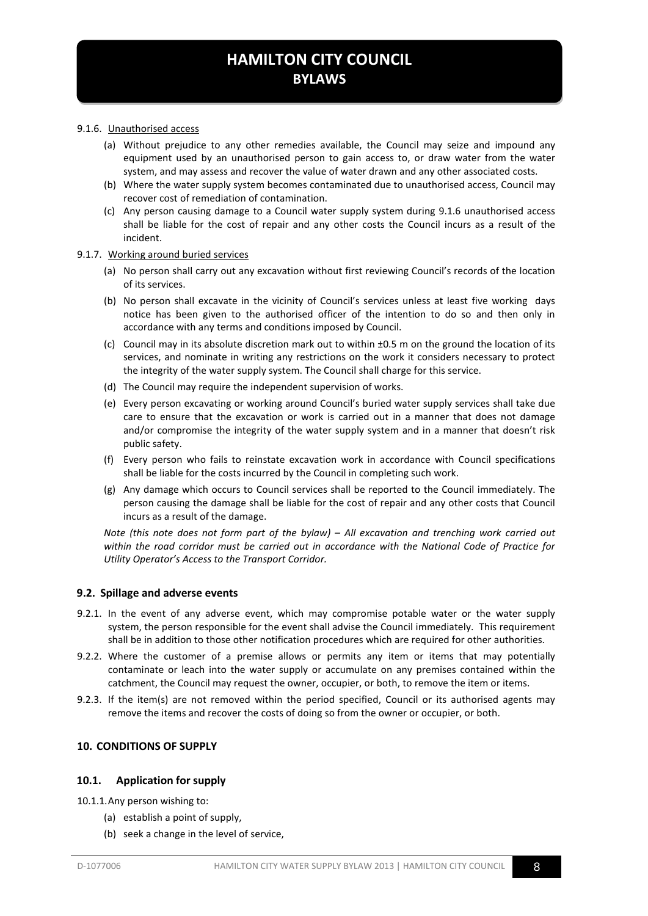9.1.6. Unauthorised access

(a) Without prejudice to any other remedies available, the Council may seize and impound any equipment used by an unauthorised person to gain access to, or draw water from the water system, and may assess and recover the value of water drawn and any other associated costs.

(b) Where the water supply system becomes contaminated due to unauthorised access, Council may recover cost of remediation of contamination.

(c) Any person causing damage to a Council water supply system during 9.1.6 unauthorised access shall be liable for the cost of repair and any other costs the Council incurs as a result of the incident.

9.1.7. Working around buried services

(a) No person shall carry out any excavation without first reviewing Council's records of the location of its services.

(b) No person shall excavate in the vicinity of Council's services unless at least five working days notice has been given to the authorised officer of the intention to do so and then only in accordance with any terms and conditions imposed by Council.

(c) Council may in its absolute discretion mark out to within ±0.5 m on the ground the location of its services, and nominate in writing any restrictions on the work it considers necessary to protect the integrity of the water supply system. The Council shall charge for this service.

(d) The Council may require the independent supervision of works.

(e) Every person excavating or working around Council's buried water supply services shall take due care to ensure that the excavation or work is carried out in a manner that does not damage and/or compromise the integrity of the water supply system and in a manner that doesn't risk public safety.

(f) Every person who fails to reinstate excavation work in accordance with Council specifications shall be liable for the costs incurred by the Council in completing such work.

(g) Any damage which occurs to Council services shall be reported to the Council immediately. The person causing the damage shall be liable for the cost of repair and any other costs that Council incurs as a result of the damage.

*Note (this note does not form part of the bylaw) – All excavation and trenching work carried out within the road corridor must be carried out in accordance with the National Code of Practice for Utility Operator's Access to the Transport Corridor.*

### 9.2. Spillage and adverse events

9.2.1. In the event of any adverse event, which may compromise potable water or the water supply system, the person responsible for the event shall advise the Council immediately. This requirement shall be in addition to those other notification procedures which are required for other authorities.

9.2.2. Where the customer of a premise allows or permits any item or items that may potentially contaminate or leach into the water supply or accumulate on any premises contained within the catchment, the Council may request the owner, occupier, or both, to remove the item or items.

9.2.3. If the item(s) are not removed within the period specified, Council or its authorised agents may remove the items and recover the costs of doing so from the owner or occupier, or both.

## 10. CONDITIONS OF SUPPLY

### 10.1. Application for supply

10.1.1. Any person wishing to:

(a) establish a point of supply,

(b) seek a change in the level of service,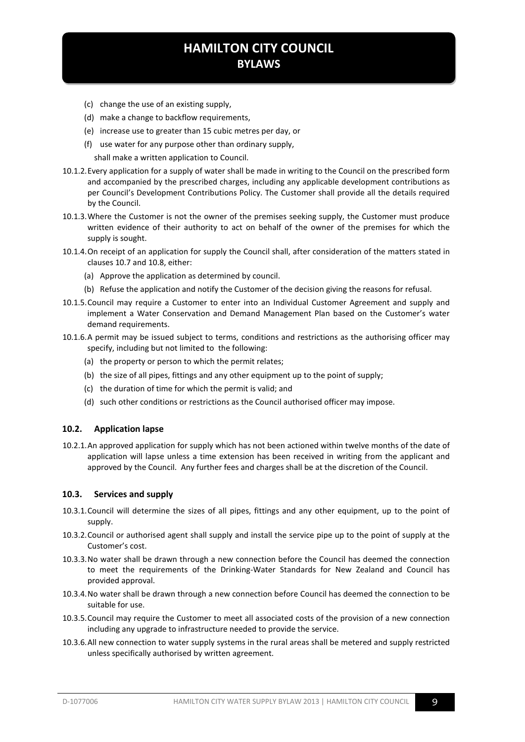(c) change the use of an existing supply,

(d) make a change to backflow requirements,

(e) increase use to greater than 15 cubic metres per day, or

(f) use water for any purpose other than ordinary supply,

shall make a written application to Council.

10.1.2. Every application for a supply of water shall be made in writing to the Council on the prescribed form and accompanied by the prescribed charges, including any applicable development contributions as per Council's Development Contributions Policy. The Customer shall provide all the details required by the Council.

10.1.3. Where the Customer is not the owner of the premises seeking supply, the Customer must produce written evidence of their authority to act on behalf of the owner of the premises for which the supply is sought.

10.1.4. On receipt of an application for supply the Council shall, after consideration of the matters stated in clauses 10.7 and 10.8, either:

(a) Approve the application as determined by council.

(b) Refuse the application and notify the Customer of the decision giving the reasons for refusal.

10.1.5. Council may require a Customer to enter into an Individual Customer Agreement and supply and implement a Water Conservation and Demand Management Plan based on the Customer's water demand requirements.

10.1.6. A permit may be issued subject to terms, conditions and restrictions as the authorising officer may specify, including but not limited to the following:

(a) the property or person to which the permit relates;

(b) the size of all pipes, fittings and any other equipment up to the point of supply;

(c) the duration of time for which the permit is valid; and

(d) such other conditions or restrictions as the Council authorised officer may impose.

### 10.2. Application lapse

10.2.1. An approved application for supply which has not been actioned within twelve months of the date of application will lapse unless a time extension has been received in writing from the applicant and approved by the Council. Any further fees and charges shall be at the discretion of the Council.

### 10.3. Services and supply

10.3.1. Council will determine the sizes of all pipes, fittings and any other equipment, up to the point of supply.

10.3.2. Council or authorised agent shall supply and install the service pipe up to the point of supply at the Customer's cost.

10.3.3. No water shall be drawn through a new connection before the Council has deemed the connection to meet the requirements of the Drinking-Water Standards for New Zealand and Council has provided approval.

10.3.4. No water shall be drawn through a new connection before Council has deemed the connection to be suitable for use.

10.3.5. Council may require the Customer to meet all associated costs of the provision of a new connection including any upgrade to infrastructure needed to provide the service.

10.3.6. All new connection to water supply systems in the rural areas shall be metered and supply restricted unless specifically authorised by written agreement.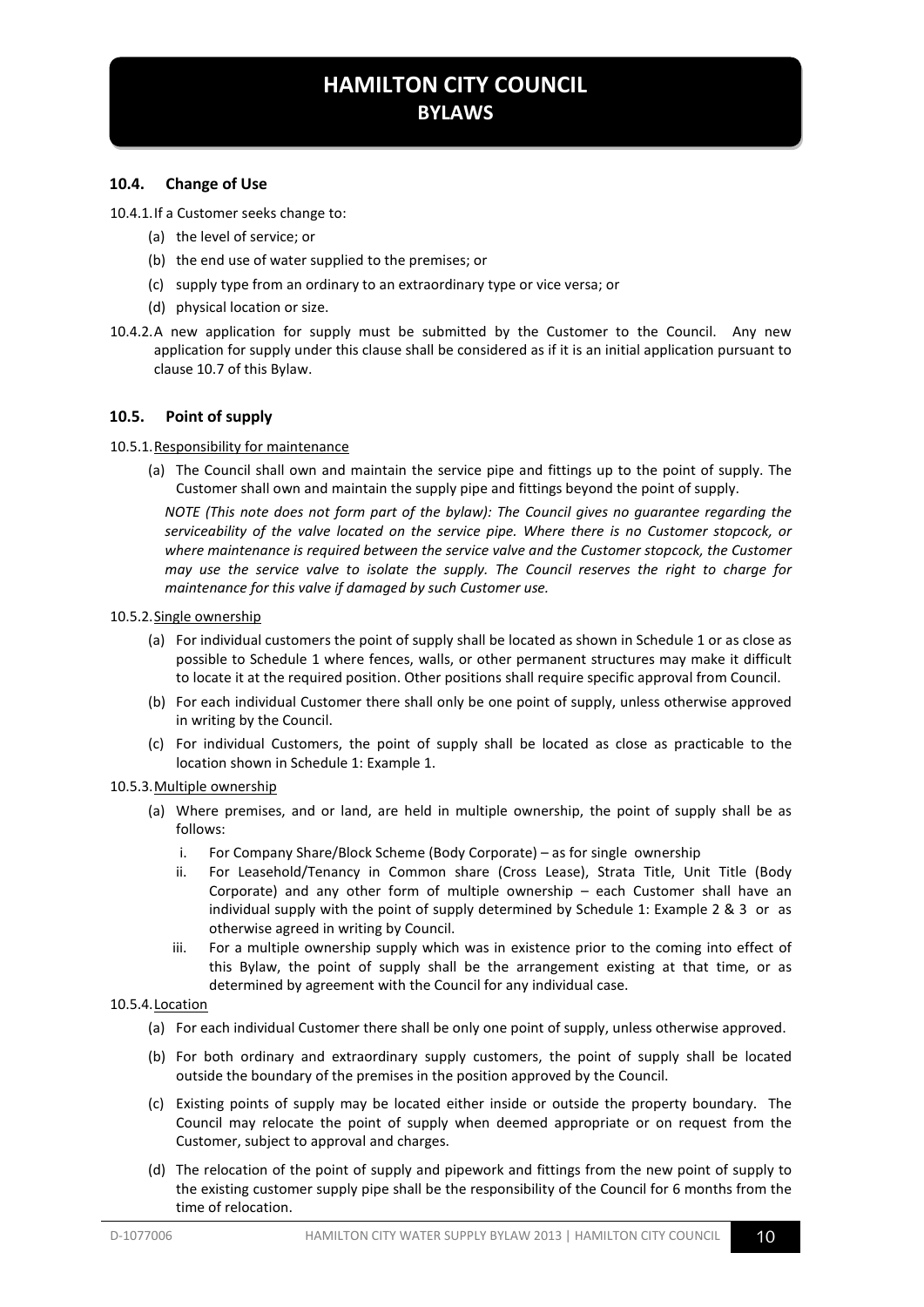### 10.4. Change of Use

10.4.1. If a Customer seeks change to:

(a) the level of service; or

(b) the end use of water supplied to the premises; or

(c) supply type from an ordinary to an extraordinary type or vice versa; or

(d) physical location or size.

10.4.2. A new application for supply must be submitted by the Customer to the Council. Any new application for supply under this clause shall be considered as if it is an initial application pursuant to clause 10.7 of this Bylaw.

### 10.5. Point of supply

10.5.1. Responsibility for maintenance

(a) The Council shall own and maintain the service pipe and fittings up to the point of supply. The Customer shall own and maintain the supply pipe and fittings beyond the point of supply.

*NOTE (This note does not form part of the bylaw): The Council gives no guarantee regarding the serviceability of the valve located on the service pipe. Where there is no Customer stopcock, or where maintenance is required between the service valve and the Customer stopcock, the Customer may use the service valve to isolate the supply. The Council reserves the right to charge for maintenance for this valve if damaged by such Customer use.*

10.5.2. Single ownership

(a) For individual customers the point of supply shall be located as shown in Schedule 1 or as close as possible to Schedule 1 where fences, walls, or other permanent structures may make it difficult to locate it at the required position. Other positions shall require specific approval from Council.

(b) For each individual Customer there shall only be one point of supply, unless otherwise approved in writing by the Council.

(c) For individual Customers, the point of supply shall be located as close as practicable to the location shown in Schedule 1: Example 1.

10.5.3. Multiple ownership

(a) Where premises, and or land, are held in multiple ownership, the point of supply shall be as follows:

i. For Company Share/Block Scheme (Body Corporate) – as for single ownership

ii. For Leasehold/Tenancy in Common share (Cross Lease), Strata Title, Unit Title (Body Corporate) and any other form of multiple ownership – each Customer shall have an individual supply with the point of supply determined by Schedule 1: Example 2 & 3 or as otherwise agreed in writing by Council.

iii. For a multiple ownership supply which was in existence prior to the coming into effect of this Bylaw, the point of supply shall be the arrangement existing at that time, or as determined by agreement with the Council for any individual case.

10.5.4. Location

(a) For each individual Customer there shall be only one point of supply, unless otherwise approved.

(b) For both ordinary and extraordinary supply customers, the point of supply shall be located outside the boundary of the premises in the position approved by the Council.

(c) Existing points of supply may be located either inside or outside the property boundary. The Council may relocate the point of supply when deemed appropriate or on request from the Customer, subject to approval and charges.

(d) The relocation of the point of supply and pipework and fittings from the new point of supply to the existing customer supply pipe shall be the responsibility of the Council for 6 months from the time of relocation.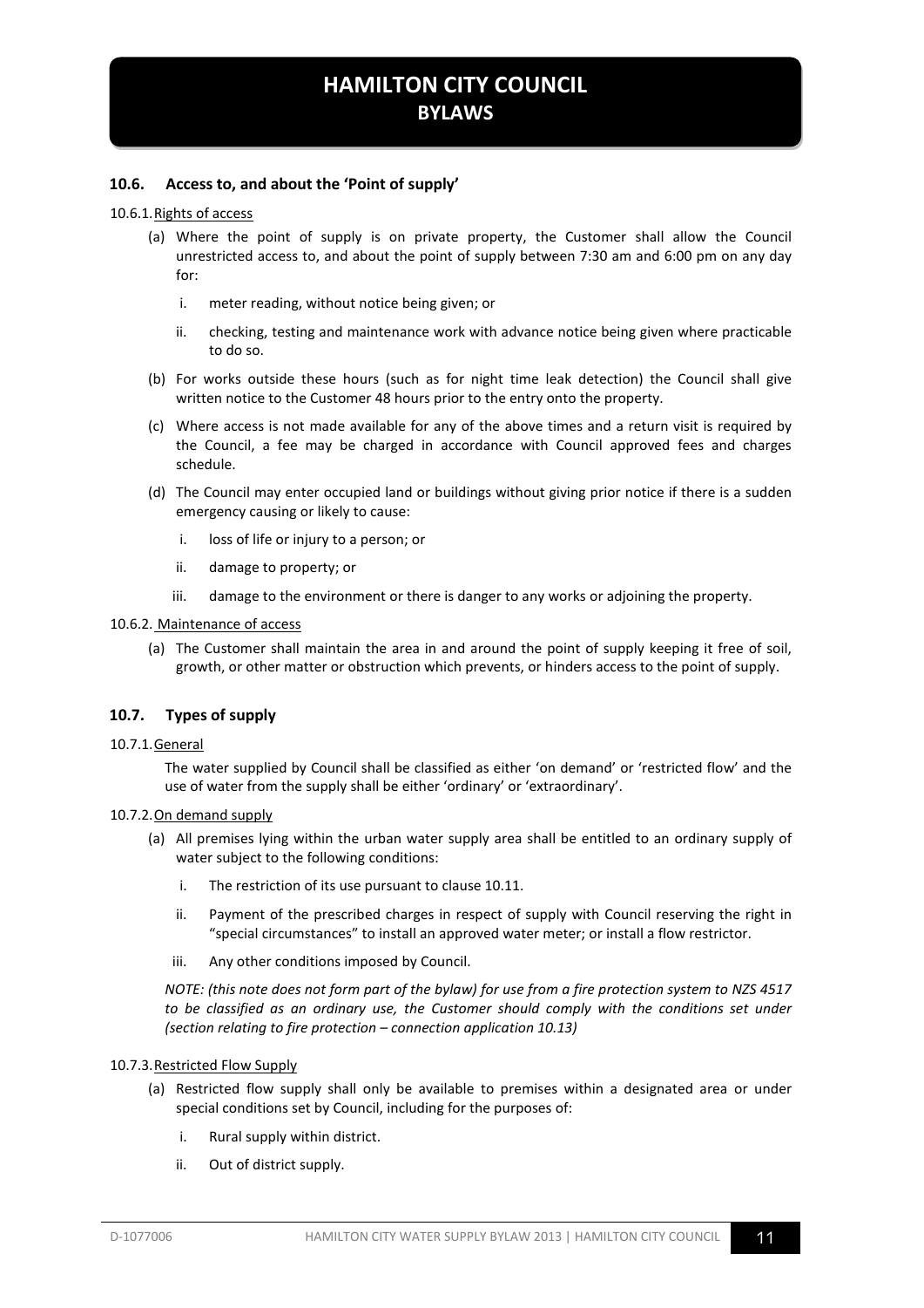## 10.6. Access to, and about the 'Point of supply'

10.6.1. Rights of access

(a) Where the point of supply is on private property, the Customer shall allow the Council unrestricted access to, and about the point of supply between 7:30 am and 6:00 pm on any day for:

   i. meter reading, without notice being given; or

   ii. checking, testing and maintenance work with advance notice being given where practicable to do so.

(b) For works outside these hours (such as for night time leak detection) the Council shall give written notice to the Customer 48 hours prior to the entry onto the property.

(c) Where access is not made available for any of the above times and a return visit is required by the Council, a fee may be charged in accordance with Council approved fees and charges schedule.

(d) The Council may enter occupied land or buildings without giving prior notice if there is a sudden emergency causing or likely to cause:

   i. loss of life or injury to a person; or

   ii. damage to property; or

   iii. damage to the environment or there is danger to any works or adjoining the property.

10.6.2. Maintenance of access

(a) The Customer shall maintain the area in and around the point of supply keeping it free of soil, growth, or other matter or obstruction which prevents, or hinders access to the point of supply.

## 10.7. Types of supply

10.7.1. General

The water supplied by Council shall be classified as either 'on demand' or 'restricted flow' and the use of water from the supply shall be either 'ordinary' or 'extraordinary'.

10.7.2. On demand supply

(a) All premises lying within the urban water supply area shall be entitled to an ordinary supply of water subject to the following conditions:

   i. The restriction of its use pursuant to clause 10.11.

   ii. Payment of the prescribed charges in respect of supply with Council reserving the right in "special circumstances" to install an approved water meter; or install a flow restrictor.

   iii. Any other conditions imposed by Council.

*NOTE: (this note does not form part of the bylaw) for use from a fire protection system to NZS 4517 to be classified as an ordinary use, the Customer should comply with the conditions set under (section relating to fire protection – connection application 10.13)*

10.7.3. Restricted Flow Supply

(a) Restricted flow supply shall only be available to premises within a designated area or under special conditions set by Council, including for the purposes of:

   i. Rural supply within district.

   ii. Out of district supply.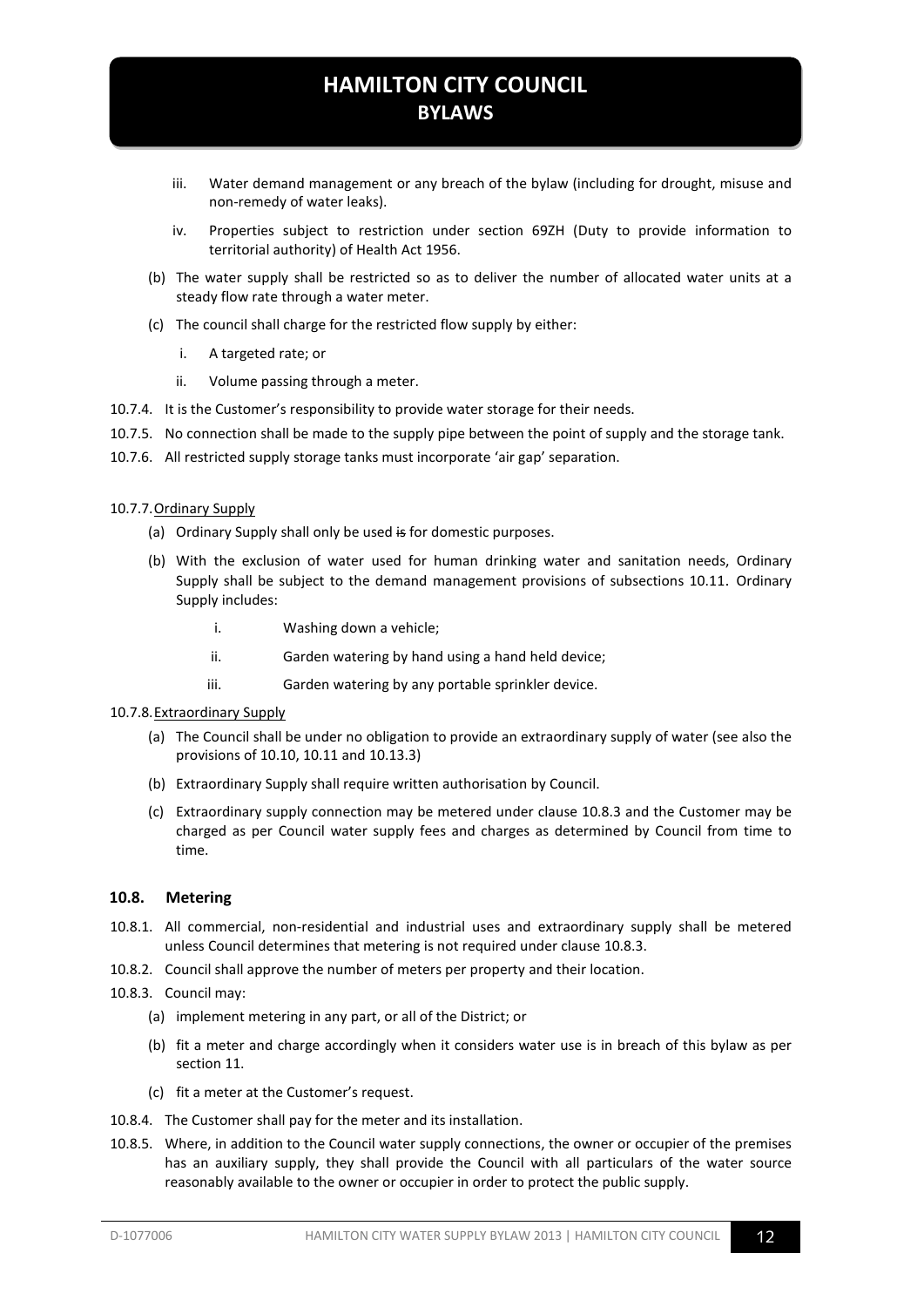iii. Water demand management or any breach of the bylaw (including for drought, misuse and non-remedy of water leaks).

iv. Properties subject to restriction under section 69ZH (Duty to provide information to territorial authority) of Health Act 1956.

(b) The water supply shall be restricted so as to deliver the number of allocated water units at a steady flow rate through a water meter.

(c) The council shall charge for the restricted flow supply by either:

i. A targeted rate; or

ii. Volume passing through a meter.

10.7.4. It is the Customer's responsibility to provide water storage for their needs.

10.7.5. No connection shall be made to the supply pipe between the point of supply and the storage tank.

10.7.6. All restricted supply storage tanks must incorporate 'air gap' separation.

10.7.7. Ordinary Supply

(a) Ordinary Supply shall only be used ~~is~~ for domestic purposes.

(b) With the exclusion of water used for human drinking water and sanitation needs, Ordinary Supply shall be subject to the demand management provisions of subsections 10.11. Ordinary Supply includes:

i. Washing down a vehicle;

ii. Garden watering by hand using a hand held device;

iii. Garden watering by any portable sprinkler device.

10.7.8. Extraordinary Supply

(a) The Council shall be under no obligation to provide an extraordinary supply of water (see also the provisions of 10.10, 10.11 and 10.13.3)

(b) Extraordinary Supply shall require written authorisation by Council.

(c) Extraordinary supply connection may be metered under clause 10.8.3 and the Customer may be charged as per Council water supply fees and charges as determined by Council from time to time.

### 10.8. Metering

10.8.1. All commercial, non-residential and industrial uses and extraordinary supply shall be metered unless Council determines that metering is not required under clause 10.8.3.

10.8.2. Council shall approve the number of meters per property and their location.

10.8.3. Council may:

(a) implement metering in any part, or all of the District; or

(b) fit a meter and charge accordingly when it considers water use is in breach of this bylaw as per section 11.

(c) fit a meter at the Customer's request.

10.8.4. The Customer shall pay for the meter and its installation.

10.8.5. Where, in addition to the Council water supply connections, the owner or occupier of the premises has an auxiliary supply, they shall provide the Council with all particulars of the water source reasonably available to the owner or occupier in order to protect the public supply.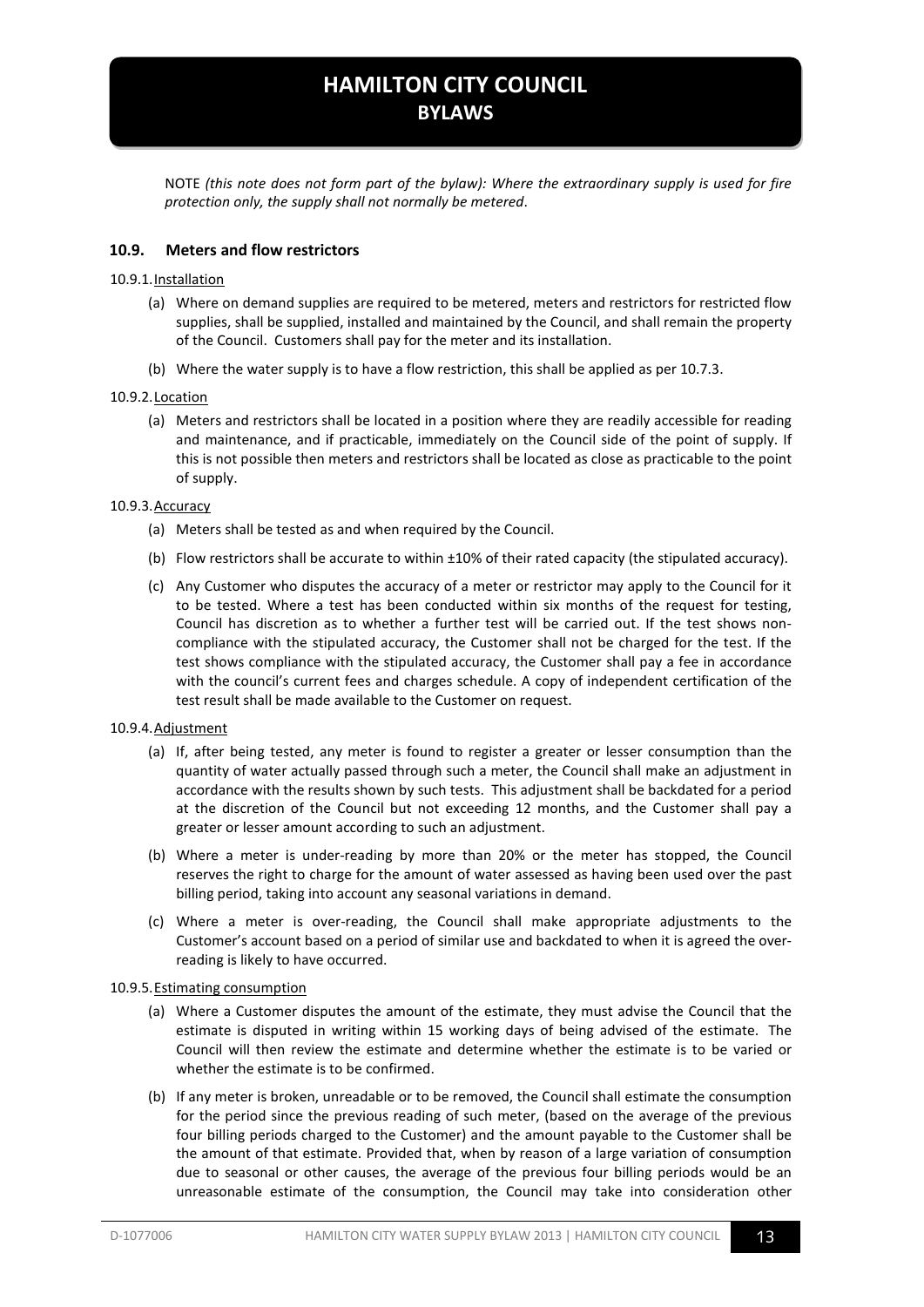NOTE *(this note does not form part of the bylaw): Where the extraordinary supply is used for fire protection only, the supply shall not normally be metered.*

### 10.9. Meters and flow restrictors

10.9.1. Installation

(a) Where on demand supplies are required to be metered, meters and restrictors for restricted flow supplies, shall be supplied, installed and maintained by the Council, and shall remain the property of the Council. Customers shall pay for the meter and its installation.

(b) Where the water supply is to have a flow restriction, this shall be applied as per 10.7.3.

10.9.2. Location

(a) Meters and restrictors shall be located in a position where they are readily accessible for reading and maintenance, and if practicable, immediately on the Council side of the point of supply. If this is not possible then meters and restrictors shall be located as close as practicable to the point of supply.

10.9.3. Accuracy

(a) Meters shall be tested as and when required by the Council.

(b) Flow restrictors shall be accurate to within ±10% of their rated capacity (the stipulated accuracy).

(c) Any Customer who disputes the accuracy of a meter or restrictor may apply to the Council for it to be tested. Where a test has been conducted within six months of the request for testing, Council has discretion as to whether a further test will be carried out. If the test shows non-compliance with the stipulated accuracy, the Customer shall not be charged for the test. If the test shows compliance with the stipulated accuracy, the Customer shall pay a fee in accordance with the council's current fees and charges schedule. A copy of independent certification of the test result shall be made available to the Customer on request.

10.9.4. Adjustment

(a) If, after being tested, any meter is found to register a greater or lesser consumption than the quantity of water actually passed through such a meter, the Council shall make an adjustment in accordance with the results shown by such tests. This adjustment shall be backdated for a period at the discretion of the Council but not exceeding 12 months, and the Customer shall pay a greater or lesser amount according to such an adjustment.

(b) Where a meter is under-reading by more than 20% or the meter has stopped, the Council reserves the right to charge for the amount of water assessed as having been used over the past billing period, taking into account any seasonal variations in demand.

(c) Where a meter is over-reading, the Council shall make appropriate adjustments to the Customer's account based on a period of similar use and backdated to when it is agreed the over-reading is likely to have occurred.

10.9.5. Estimating consumption

(a) Where a Customer disputes the amount of the estimate, they must advise the Council that the estimate is disputed in writing within 15 working days of being advised of the estimate. The Council will then review the estimate and determine whether the estimate is to be varied or whether the estimate is to be confirmed.

(b) If any meter is broken, unreadable or to be removed, the Council shall estimate the consumption for the period since the previous reading of such meter, (based on the average of the previous four billing periods charged to the Customer) and the amount payable to the Customer shall be the amount of that estimate. Provided that, when by reason of a large variation of consumption due to seasonal or other causes, the average of the previous four billing periods would be an unreasonable estimate of the consumption, the Council may take into consideration other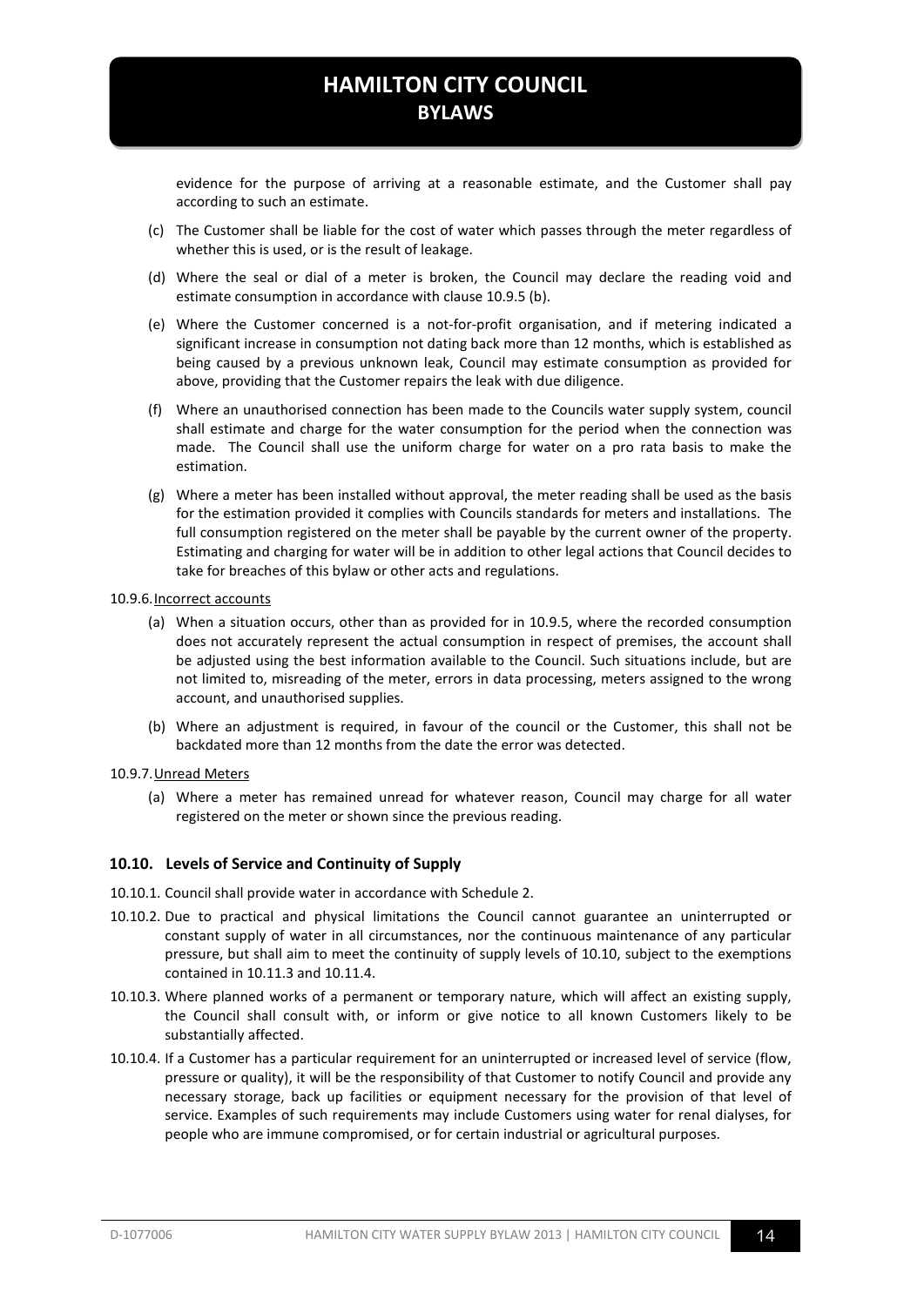evidence for the purpose of arriving at a reasonable estimate, and the Customer shall pay according to such an estimate.

(c) The Customer shall be liable for the cost of water which passes through the meter regardless of whether this is used, or is the result of leakage.

(d) Where the seal or dial of a meter is broken, the Council may declare the reading void and estimate consumption in accordance with clause 10.9.5 (b).

(e) Where the Customer concerned is a not-for-profit organisation, and if metering indicated a significant increase in consumption not dating back more than 12 months, which is established as being caused by a previous unknown leak, Council may estimate consumption as provided for above, providing that the Customer repairs the leak with due diligence.

(f) Where an unauthorised connection has been made to the Councils water supply system, council shall estimate and charge for the water consumption for the period when the connection was made. The Council shall use the uniform charge for water on a pro rata basis to make the estimation.

(g) Where a meter has been installed without approval, the meter reading shall be used as the basis for the estimation provided it complies with Councils standards for meters and installations. The full consumption registered on the meter shall be payable by the current owner of the property. Estimating and charging for water will be in addition to other legal actions that Council decides to take for breaches of this bylaw or other acts and regulations.

10.9.6. Incorrect accounts

(a) When a situation occurs, other than as provided for in 10.9.5, where the recorded consumption does not accurately represent the actual consumption in respect of premises, the account shall be adjusted using the best information available to the Council. Such situations include, but are not limited to, misreading of the meter, errors in data processing, meters assigned to the wrong account, and unauthorised supplies.

(b) Where an adjustment is required, in favour of the council or the Customer, this shall not be backdated more than 12 months from the date the error was detected.

10.9.7. Unread Meters

(a) Where a meter has remained unread for whatever reason, Council may charge for all water registered on the meter or shown since the previous reading.

### 10.10. Levels of Service and Continuity of Supply

10.10.1. Council shall provide water in accordance with Schedule 2.

10.10.2. Due to practical and physical limitations the Council cannot guarantee an uninterrupted or constant supply of water in all circumstances, nor the continuous maintenance of any particular pressure, but shall aim to meet the continuity of supply levels of 10.10, subject to the exemptions contained in 10.11.3 and 10.11.4.

10.10.3. Where planned works of a permanent or temporary nature, which will affect an existing supply, the Council shall consult with, or inform or give notice to all known Customers likely to be substantially affected.

10.10.4. If a Customer has a particular requirement for an uninterrupted or increased level of service (flow, pressure or quality), it will be the responsibility of that Customer to notify Council and provide any necessary storage, back up facilities or equipment necessary for the provision of that level of service. Examples of such requirements may include Customers using water for renal dialyses, for people who are immune compromised, or for certain industrial or agricultural purposes.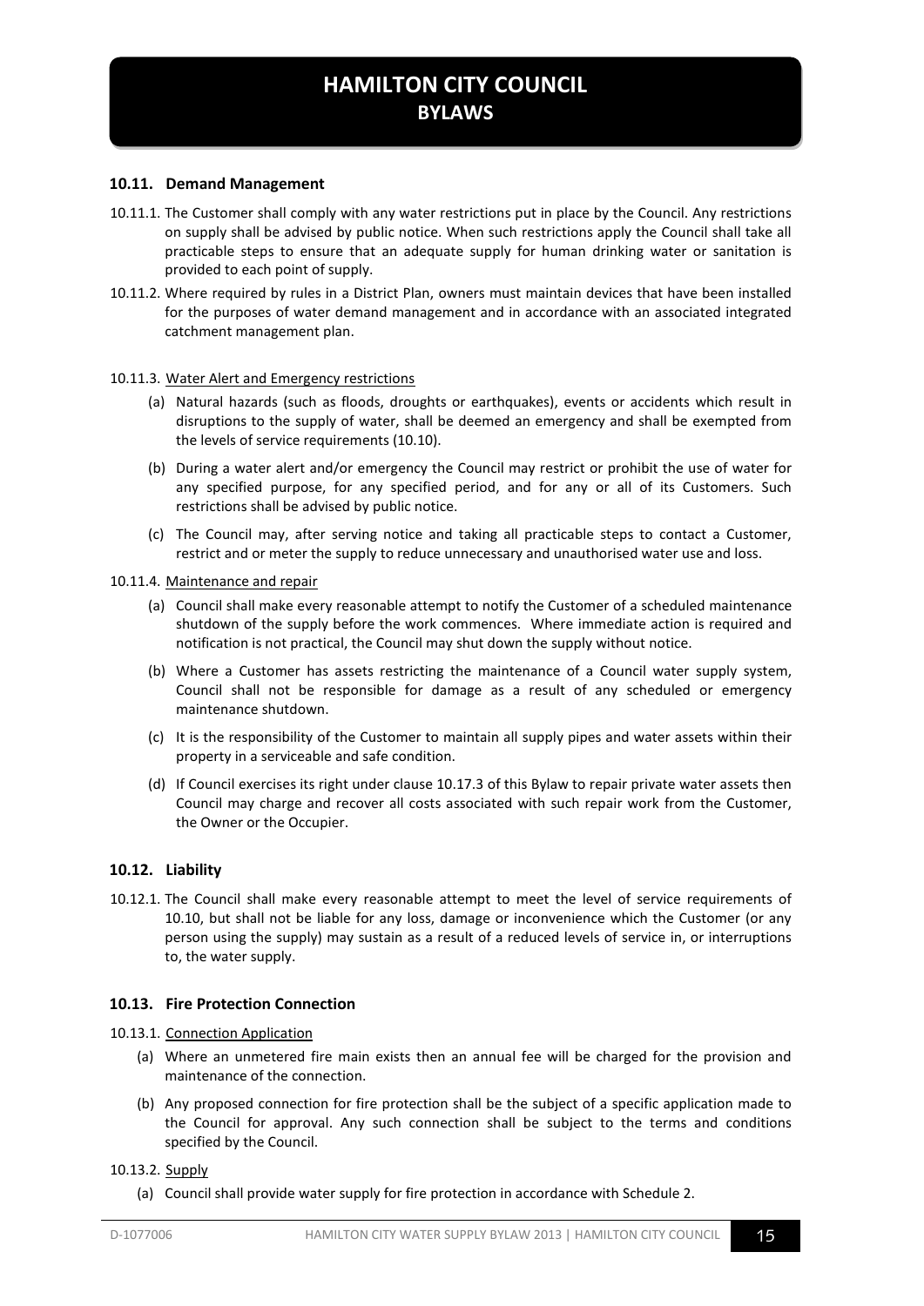## 10.11. Demand Management

10.11.1. The Customer shall comply with any water restrictions put in place by the Council. Any restrictions on supply shall be advised by public notice. When such restrictions apply the Council shall take all practicable steps to ensure that an adequate supply for human drinking water or sanitation is provided to each point of supply.

10.11.2. Where required by rules in a District Plan, owners must maintain devices that have been installed for the purposes of water demand management and in accordance with an associated integrated catchment management plan.

10.11.3. Water Alert and Emergency restrictions

(a) Natural hazards (such as floods, droughts or earthquakes), events or accidents which result in disruptions to the supply of water, shall be deemed an emergency and shall be exempted from the levels of service requirements (10.10).

(b) During a water alert and/or emergency the Council may restrict or prohibit the use of water for any specified purpose, for any specified period, and for any or all of its Customers. Such restrictions shall be advised by public notice.

(c) The Council may, after serving notice and taking all practicable steps to contact a Customer, restrict and or meter the supply to reduce unnecessary and unauthorised water use and loss.

10.11.4. Maintenance and repair

(a) Council shall make every reasonable attempt to notify the Customer of a scheduled maintenance shutdown of the supply before the work commences. Where immediate action is required and notification is not practical, the Council may shut down the supply without notice.

(b) Where a Customer has assets restricting the maintenance of a Council water supply system, Council shall not be responsible for damage as a result of any scheduled or emergency maintenance shutdown.

(c) It is the responsibility of the Customer to maintain all supply pipes and water assets within their property in a serviceable and safe condition.

(d) If Council exercises its right under clause 10.17.3 of this Bylaw to repair private water assets then Council may charge and recover all costs associated with such repair work from the Customer, the Owner or the Occupier.

## 10.12. Liability

10.12.1. The Council shall make every reasonable attempt to meet the level of service requirements of 10.10, but shall not be liable for any loss, damage or inconvenience which the Customer (or any person using the supply) may sustain as a result of a reduced levels of service in, or interruptions to, the water supply.

## 10.13. Fire Protection Connection

10.13.1. Connection Application

(a) Where an unmetered fire main exists then an annual fee will be charged for the provision and maintenance of the connection.

(b) Any proposed connection for fire protection shall be the subject of a specific application made to the Council for approval. Any such connection shall be subject to the terms and conditions specified by the Council.

10.13.2. Supply

(a) Council shall provide water supply for fire protection in accordance with Schedule 2.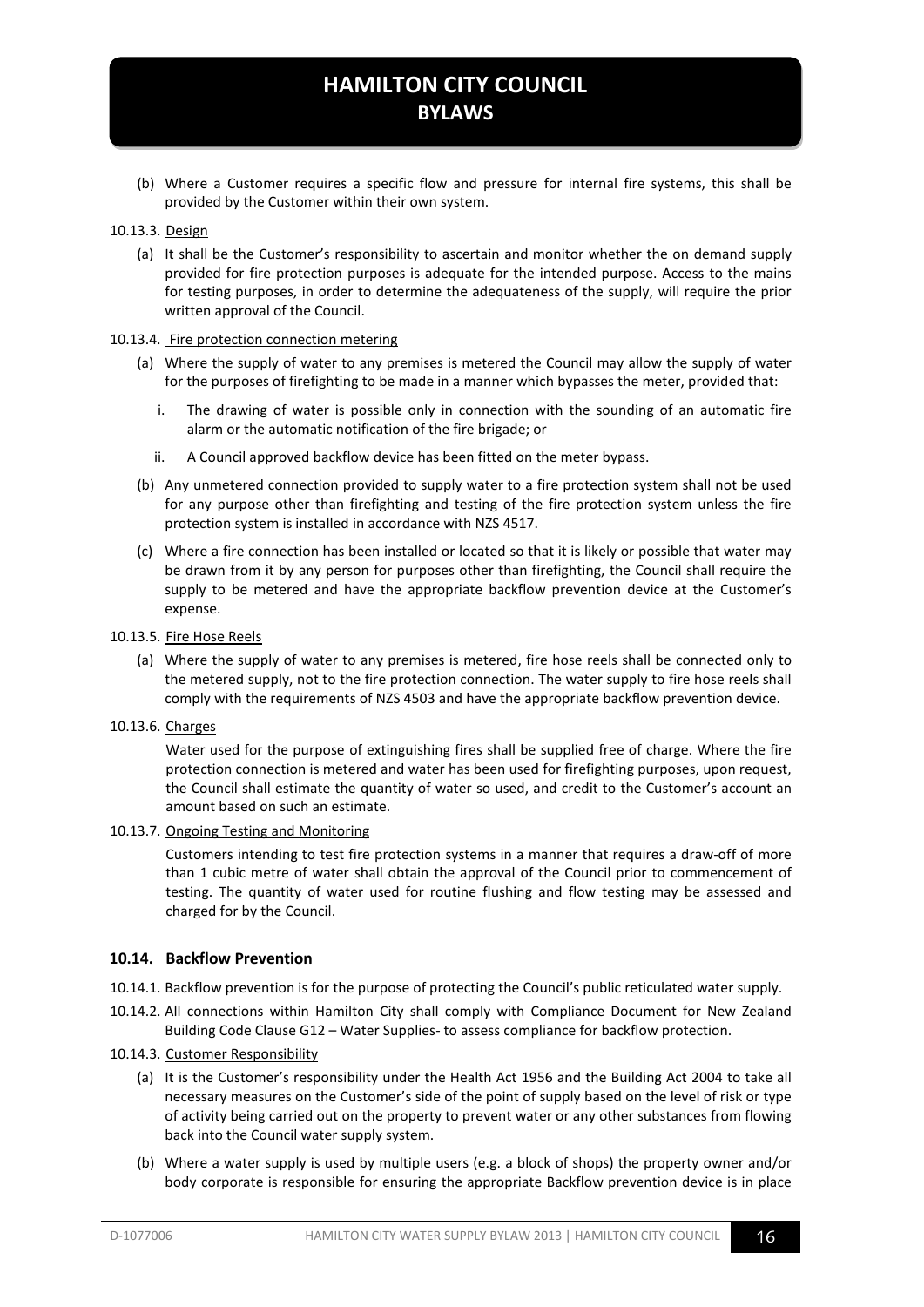(b) Where a Customer requires a specific flow and pressure for internal fire systems, this shall be provided by the Customer within their own system.

10.13.3. Design

(a) It shall be the Customer's responsibility to ascertain and monitor whether the on demand supply provided for fire protection purposes is adequate for the intended purpose. Access to the mains for testing purposes, in order to determine the adequateness of the supply, will require the prior written approval of the Council.

10.13.4. Fire protection connection metering

(a) Where the supply of water to any premises is metered the Council may allow the supply of water for the purposes of firefighting to be made in a manner which bypasses the meter, provided that:

i. The drawing of water is possible only in connection with the sounding of an automatic fire alarm or the automatic notification of the fire brigade; or

ii. A Council approved backflow device has been fitted on the meter bypass.

(b) Any unmetered connection provided to supply water to a fire protection system shall not be used for any purpose other than firefighting and testing of the fire protection system unless the fire protection system is installed in accordance with NZS 4517.

(c) Where a fire connection has been installed or located so that it is likely or possible that water may be drawn from it by any person for purposes other than firefighting, the Council shall require the supply to be metered and have the appropriate backflow prevention device at the Customer's expense.

10.13.5. Fire Hose Reels

(a) Where the supply of water to any premises is metered, fire hose reels shall be connected only to the metered supply, not to the fire protection connection. The water supply to fire hose reels shall comply with the requirements of NZS 4503 and have the appropriate backflow prevention device.

10.13.6. Charges

Water used for the purpose of extinguishing fires shall be supplied free of charge. Where the fire protection connection is metered and water has been used for firefighting purposes, upon request, the Council shall estimate the quantity of water so used, and credit to the Customer's account an amount based on such an estimate.

10.13.7. Ongoing Testing and Monitoring

Customers intending to test fire protection systems in a manner that requires a draw-off of more than 1 cubic metre of water shall obtain the approval of the Council prior to commencement of testing. The quantity of water used for routine flushing and flow testing may be assessed and charged for by the Council.

### 10.14. Backflow Prevention

10.14.1. Backflow prevention is for the purpose of protecting the Council's public reticulated water supply.

10.14.2. All connections within Hamilton City shall comply with Compliance Document for New Zealand Building Code Clause G12 – Water Supplies- to assess compliance for backflow protection.

10.14.3. Customer Responsibility

(a) It is the Customer's responsibility under the Health Act 1956 and the Building Act 2004 to take all necessary measures on the Customer's side of the point of supply based on the level of risk or type of activity being carried out on the property to prevent water or any other substances from flowing back into the Council water supply system.

(b) Where a water supply is used by multiple users (e.g. a block of shops) the property owner and/or body corporate is responsible for ensuring the appropriate Backflow prevention device is in place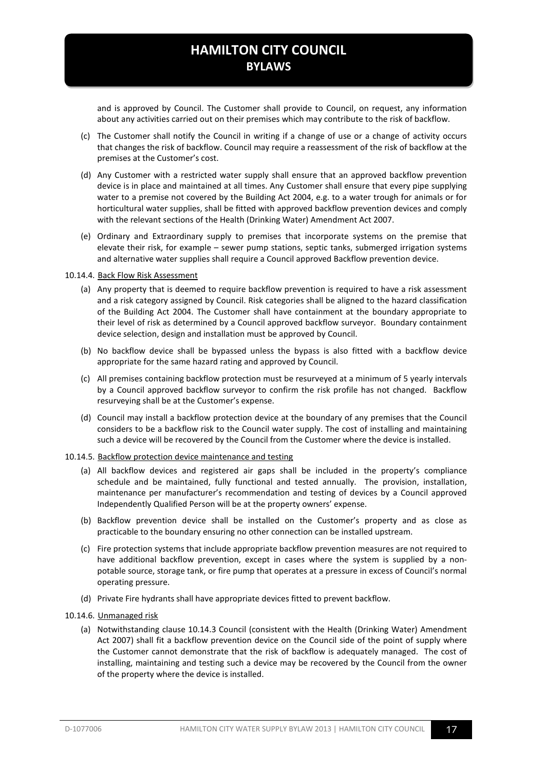and is approved by Council. The Customer shall provide to Council, on request, any information about any activities carried out on their premises which may contribute to the risk of backflow.

(c) The Customer shall notify the Council in writing if a change of use or a change of activity occurs that changes the risk of backflow. Council may require a reassessment of the risk of backflow at the premises at the Customer's cost.

(d) Any Customer with a restricted water supply shall ensure that an approved backflow prevention device is in place and maintained at all times. Any Customer shall ensure that every pipe supplying water to a premise not covered by the Building Act 2004, e.g. to a water trough for animals or for horticultural water supplies, shall be fitted with approved backflow prevention devices and comply with the relevant sections of the Health (Drinking Water) Amendment Act 2007.

(e) Ordinary and Extraordinary supply to premises that incorporate systems on the premise that elevate their risk, for example – sewer pump stations, septic tanks, submerged irrigation systems and alternative water supplies shall require a Council approved Backflow prevention device.

10.14.4. Back Flow Risk Assessment

(a) Any property that is deemed to require backflow prevention is required to have a risk assessment and a risk category assigned by Council. Risk categories shall be aligned to the hazard classification of the Building Act 2004. The Customer shall have containment at the boundary appropriate to their level of risk as determined by a Council approved backflow surveyor. Boundary containment device selection, design and installation must be approved by Council.

(b) No backflow device shall be bypassed unless the bypass is also fitted with a backflow device appropriate for the same hazard rating and approved by Council.

(c) All premises containing backflow protection must be resurveyed at a minimum of 5 yearly intervals by a Council approved backflow surveyor to confirm the risk profile has not changed. Backflow resurveying shall be at the Customer's expense.

(d) Council may install a backflow protection device at the boundary of any premises that the Council considers to be a backflow risk to the Council water supply. The cost of installing and maintaining such a device will be recovered by the Council from the Customer where the device is installed.

10.14.5. Backflow protection device maintenance and testing

(a) All backflow devices and registered air gaps shall be included in the property's compliance schedule and be maintained, fully functional and tested annually. The provision, installation, maintenance per manufacturer's recommendation and testing of devices by a Council approved Independently Qualified Person will be at the property owners' expense.

(b) Backflow prevention device shall be installed on the Customer's property and as close as practicable to the boundary ensuring no other connection can be installed upstream.

(c) Fire protection systems that include appropriate backflow prevention measures are not required to have additional backflow prevention, except in cases where the system is supplied by a non-potable source, storage tank, or fire pump that operates at a pressure in excess of Council's normal operating pressure.

(d) Private Fire hydrants shall have appropriate devices fitted to prevent backflow.

10.14.6. Unmanaged risk

(a) Notwithstanding clause 10.14.3 Council (consistent with the Health (Drinking Water) Amendment Act 2007) shall fit a backflow prevention device on the Council side of the point of supply where the Customer cannot demonstrate that the risk of backflow is adequately managed. The cost of installing, maintaining and testing such a device may be recovered by the Council from the owner of the property where the device is installed.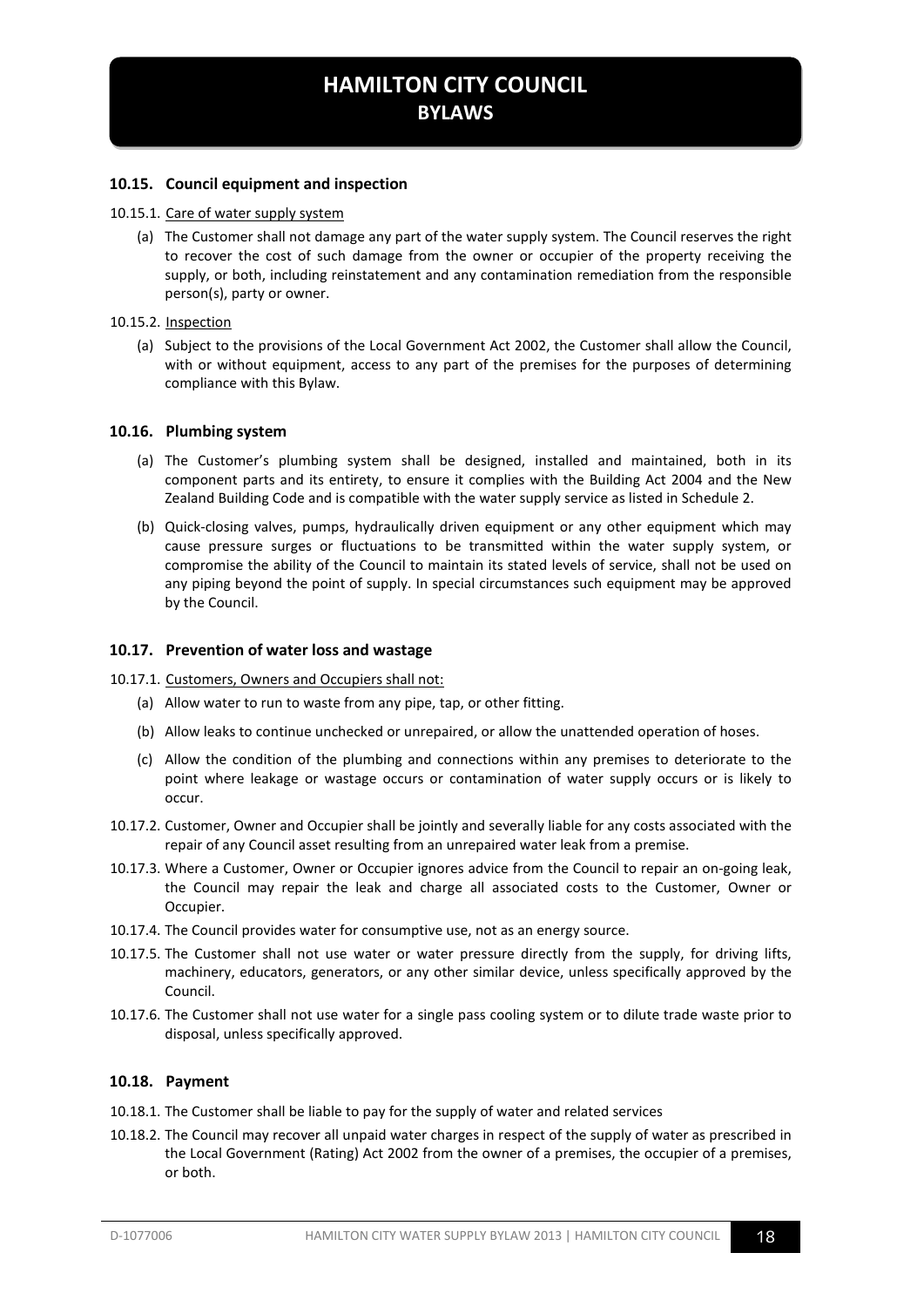### 10.15. Council equipment and inspection

10.15.1. Care of water supply system

(a) The Customer shall not damage any part of the water supply system. The Council reserves the right to recover the cost of such damage from the owner or occupier of the property receiving the supply, or both, including reinstatement and any contamination remediation from the responsible person(s), party or owner.

10.15.2. Inspection

(a) Subject to the provisions of the Local Government Act 2002, the Customer shall allow the Council, with or without equipment, access to any part of the premises for the purposes of determining compliance with this Bylaw.

### 10.16. Plumbing system

(a) The Customer's plumbing system shall be designed, installed and maintained, both in its component parts and its entirety, to ensure it complies with the Building Act 2004 and the New Zealand Building Code and is compatible with the water supply service as listed in Schedule 2.

(b) Quick-closing valves, pumps, hydraulically driven equipment or any other equipment which may cause pressure surges or fluctuations to be transmitted within the water supply system, or compromise the ability of the Council to maintain its stated levels of service, shall not be used on any piping beyond the point of supply. In special circumstances such equipment may be approved by the Council.

### 10.17. Prevention of water loss and wastage

10.17.1. Customers, Owners and Occupiers shall not:

(a) Allow water to run to waste from any pipe, tap, or other fitting.

(b) Allow leaks to continue unchecked or unrepaired, or allow the unattended operation of hoses.

(c) Allow the condition of the plumbing and connections within any premises to deteriorate to the point where leakage or wastage occurs or contamination of water supply occurs or is likely to occur.

10.17.2. Customer, Owner and Occupier shall be jointly and severally liable for any costs associated with the repair of any Council asset resulting from an unrepaired water leak from a premise.

10.17.3. Where a Customer, Owner or Occupier ignores advice from the Council to repair an on-going leak, the Council may repair the leak and charge all associated costs to the Customer, Owner or Occupier.

10.17.4. The Council provides water for consumptive use, not as an energy source.

10.17.5. The Customer shall not use water or water pressure directly from the supply, for driving lifts, machinery, educators, generators, or any other similar device, unless specifically approved by the Council.

10.17.6. The Customer shall not use water for a single pass cooling system or to dilute trade waste prior to disposal, unless specifically approved.

### 10.18. Payment

10.18.1. The Customer shall be liable to pay for the supply of water and related services

10.18.2. The Council may recover all unpaid water charges in respect of the supply of water as prescribed in the Local Government (Rating) Act 2002 from the owner of a premises, the occupier of a premises, or both.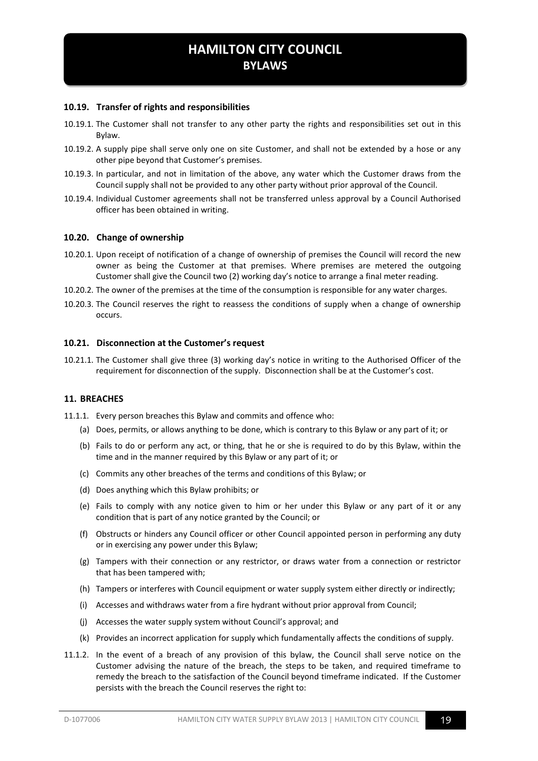### 10.19. Transfer of rights and responsibilities

10.19.1. The Customer shall not transfer to any other party the rights and responsibilities set out in this Bylaw.

10.19.2. A supply pipe shall serve only one on site Customer, and shall not be extended by a hose or any other pipe beyond that Customer's premises.

10.19.3. In particular, and not in limitation of the above, any water which the Customer draws from the Council supply shall not be provided to any other party without prior approval of the Council.

10.19.4. Individual Customer agreements shall not be transferred unless approval by a Council Authorised officer has been obtained in writing.

### 10.20. Change of ownership

10.20.1. Upon receipt of notification of a change of ownership of premises the Council will record the new owner as being the Customer at that premises. Where premises are metered the outgoing Customer shall give the Council two (2) working day's notice to arrange a final meter reading.

10.20.2. The owner of the premises at the time of the consumption is responsible for any water charges.

10.20.3. The Council reserves the right to reassess the conditions of supply when a change of ownership occurs.

### 10.21. Disconnection at the Customer's request

10.21.1. The Customer shall give three (3) working day's notice in writing to the Authorised Officer of the requirement for disconnection of the supply. Disconnection shall be at the Customer's cost.

## 11. BREACHES

11.1.1. Every person breaches this Bylaw and commits and offence who:

(a) Does, permits, or allows anything to be done, which is contrary to this Bylaw or any part of it; or

(b) Fails to do or perform any act, or thing, that he or she is required to do by this Bylaw, within the time and in the manner required by this Bylaw or any part of it; or

(c) Commits any other breaches of the terms and conditions of this Bylaw; or

(d) Does anything which this Bylaw prohibits; or

(e) Fails to comply with any notice given to him or her under this Bylaw or any part of it or any condition that is part of any notice granted by the Council; or

(f) Obstructs or hinders any Council officer or other Council appointed person in performing any duty or in exercising any power under this Bylaw;

(g) Tampers with their connection or any restrictor, or draws water from a connection or restrictor that has been tampered with;

(h) Tampers or interferes with Council equipment or water supply system either directly or indirectly;

(i) Accesses and withdraws water from a fire hydrant without prior approval from Council;

(j) Accesses the water supply system without Council's approval; and

(k) Provides an incorrect application for supply which fundamentally affects the conditions of supply.

11.1.2. In the event of a breach of any provision of this bylaw, the Council shall serve notice on the Customer advising the nature of the breach, the steps to be taken, and required timeframe to remedy the breach to the satisfaction of the Council beyond timeframe indicated. If the Customer persists with the breach the Council reserves the right to: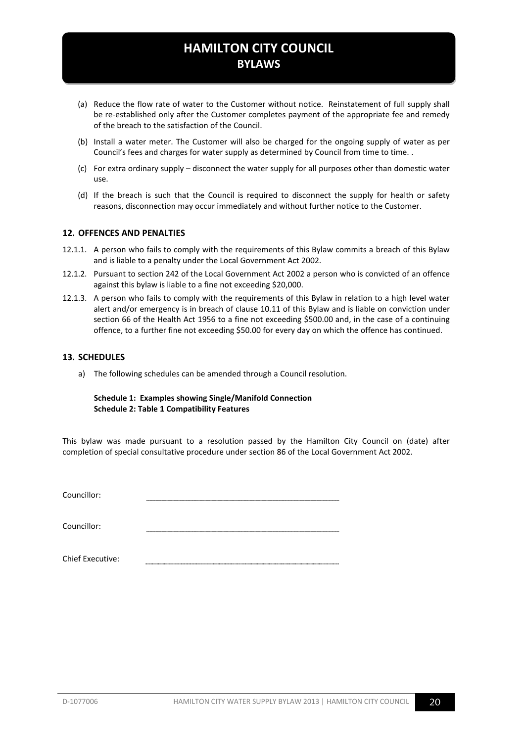(a) Reduce the flow rate of water to the Customer without notice. Reinstatement of full supply shall be re-established only after the Customer completes payment of the appropriate fee and remedy of the breach to the satisfaction of the Council.

(b) Install a water meter. The Customer will also be charged for the ongoing supply of water as per Council's fees and charges for water supply as determined by Council from time to time. .

(c) For extra ordinary supply – disconnect the water supply for all purposes other than domestic water use.

(d) If the breach is such that the Council is required to disconnect the supply for health or safety reasons, disconnection may occur immediately and without further notice to the Customer.

## 12. OFFENCES AND PENALTIES

12.1.1. A person who fails to comply with the requirements of this Bylaw commits a breach of this Bylaw and is liable to a penalty under the Local Government Act 2002.

12.1.2. Pursuant to section 242 of the Local Government Act 2002 a person who is convicted of an offence against this bylaw is liable to a fine not exceeding $20,000.

12.1.3. A person who fails to comply with the requirements of this Bylaw in relation to a high level water alert and/or emergency is in breach of clause 10.11 of this Bylaw and is liable on conviction under section 66 of the Health Act 1956 to a fine not exceeding $500.00 and, in the case of a continuing offence, to a further fine not exceeding $50.00 for every day on which the offence has continued.

## 13. SCHEDULES

a) The following schedules can be amended through a Council resolution.

**Schedule 1: Examples showing Single/Manifold Connection**
**Schedule 2: Table 1 Compatibility Features**

This bylaw was made pursuant to a resolution passed by the Hamilton City Council on (date) after completion of special consultative procedure under section 86 of the Local Government Act 2002.

Councillor: \_\_\_\_\_\_\_\_\_\_\_\_\_\_\_\_\_\_\_\_\_\_\_\_\_\_\_\_\_\_

Councillor: \_\_\_\_\_\_\_\_\_\_\_\_\_\_\_\_\_\_\_\_\_\_\_\_\_\_\_\_\_\_

Chief Executive: \_\_\_\_\_\_\_\_\_\_\_\_\_\_\_\_\_\_\_\_\_\_\_\_\_\_\_\_\_\_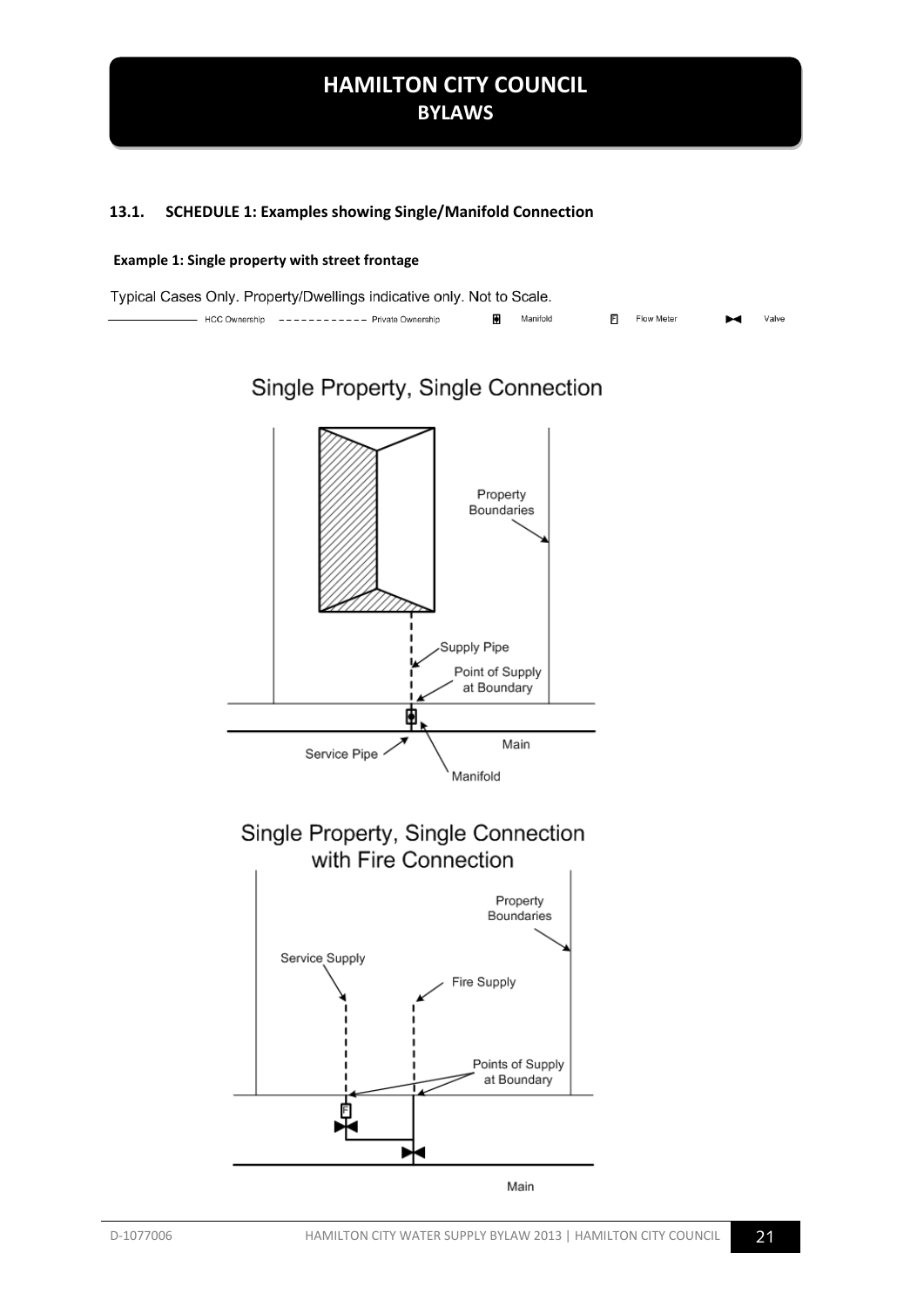## 13.1. SCHEDULE 1: Examples showing Single/Manifold Connection

**Example 1: Single property with street frontage**

Typical Cases Only. Property/Dwellings indicative only. Not to Scale.

HCC Ownership — Private Ownership — Manifold — Flow Meter — Valve

Single Property, Single Connection

Property Boundaries

Supply Pipe

Point of Supply at Boundary

Main

Service Pipe

Manifold

Single Property, Single Connection with Fire Connection

Property Boundaries

Service Supply

Fire Supply

Points of Supply at Boundary

Main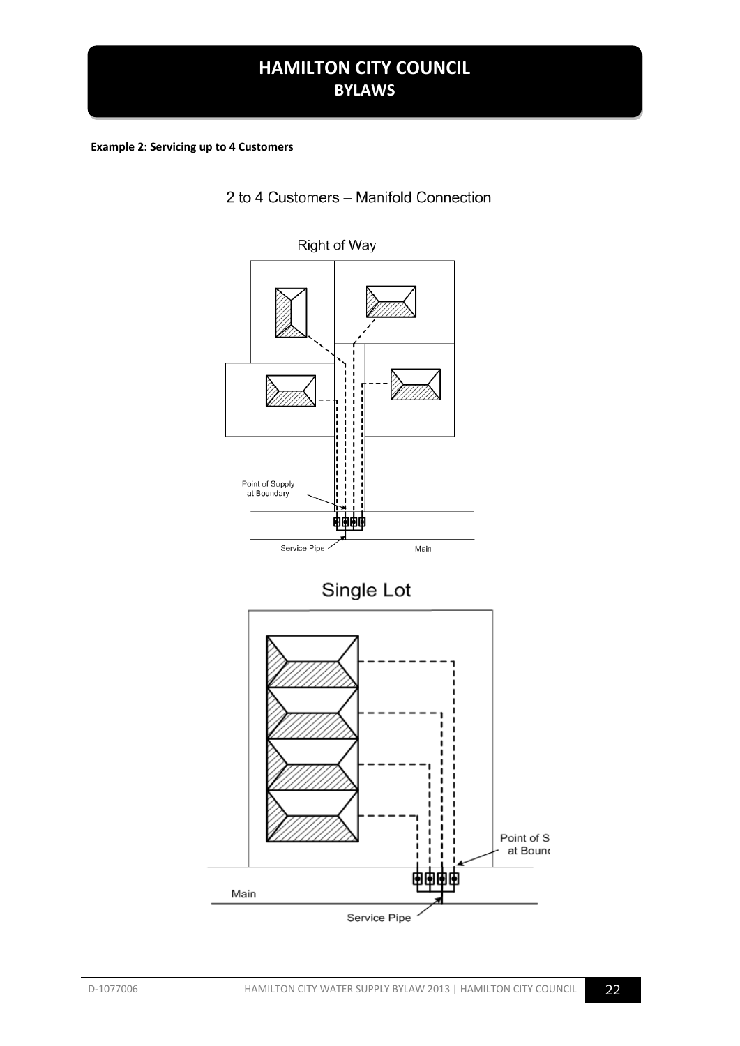**Example 2: Servicing up to 4 Customers**

2 to 4 Customers – Manifold Connection

Right of Way

Point of Supply at Boundary

Service Pipe

Main

Single Lot

Point of S at Bound

Main

Service Pipe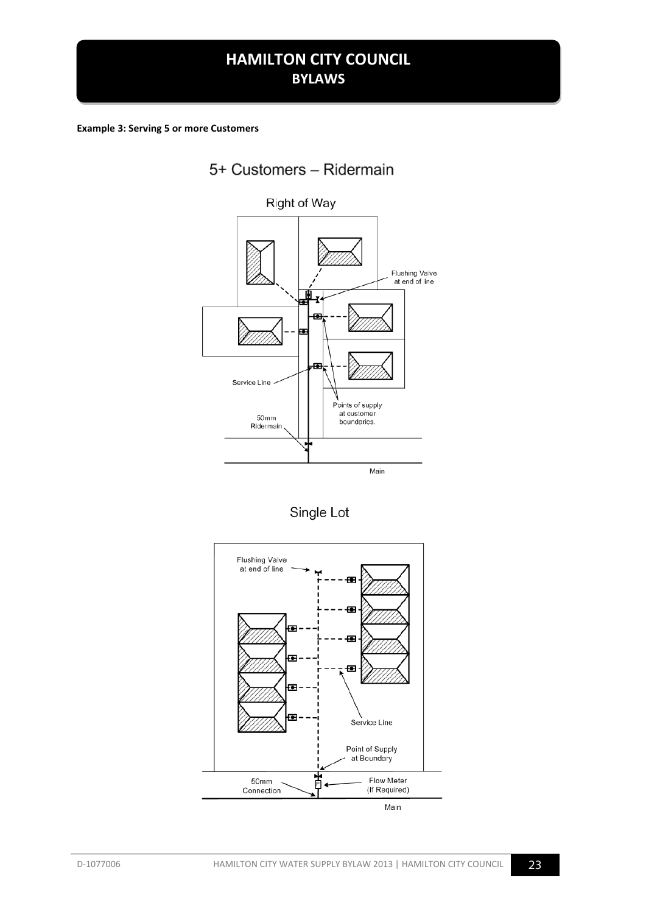**Example 3: Serving 5 or more Customers**

5+ Customers – Ridermain

Right of Way

Flushing Valve at end of line

Service Line

Points of supply at customer boundaries.

50mm Ridermain

Main

Single Lot

Flushing Valve at end of line

Service Line

Point of Supply at Boundary

50mm Connection

Flow Meter (If Required)

Main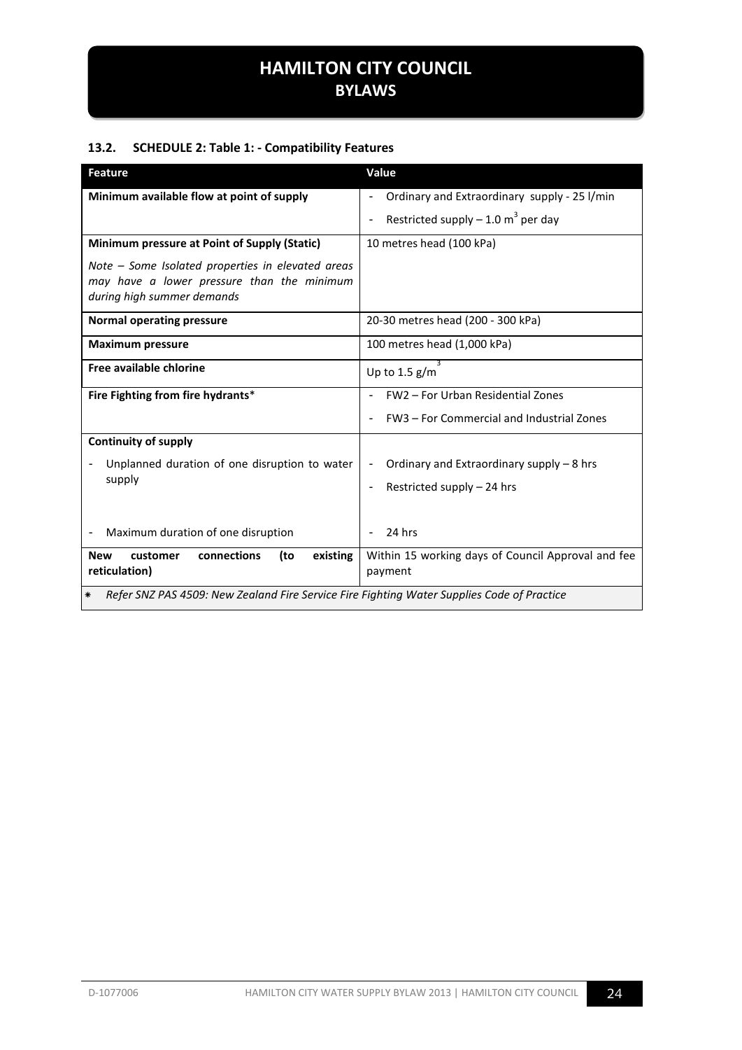### 13.2. SCHEDULE 2: Table 1: - Compatibility Features

| Feature | Value |
|---|---|
| **Minimum available flow at point of supply** | - Ordinary and Extraordinary supply - 25 l/min<br>- Restricted supply – 1.0 $m^3$ per day |
| **Minimum pressure at Point of Supply (Static)**<br>*Note – Some Isolated properties in elevated areas may have a lower pressure than the minimum during high summer demands* | 10 metres head (100 kPa) |
| **Normal operating pressure** | 20-30 metres head (200 - 300 kPa) |
| **Maximum pressure** | 100 metres head (1,000 kPa) |
| **Free available chlorine** | Up to 1.5 $g/m^3$ |
| **Fire Fighting from fire hydrants*** | - FW2 – For Urban Residential Zones<br>- FW3 – For Commercial and Industrial Zones |
| **Continuity of supply**<br>- Unplanned duration of one disruption to water supply<br>- Maximum duration of one disruption | - Ordinary and Extraordinary supply – 8 hrs<br>- Restricted supply – 24 hrs<br>- 24 hrs |
| **New customer connections (to existing reticulation)** | Within 15 working days of Council Approval and fee payment |
| * *Refer SNZ PAS 4509: New Zealand Fire Service Fire Fighting Water Supplies Code of Practice* | |